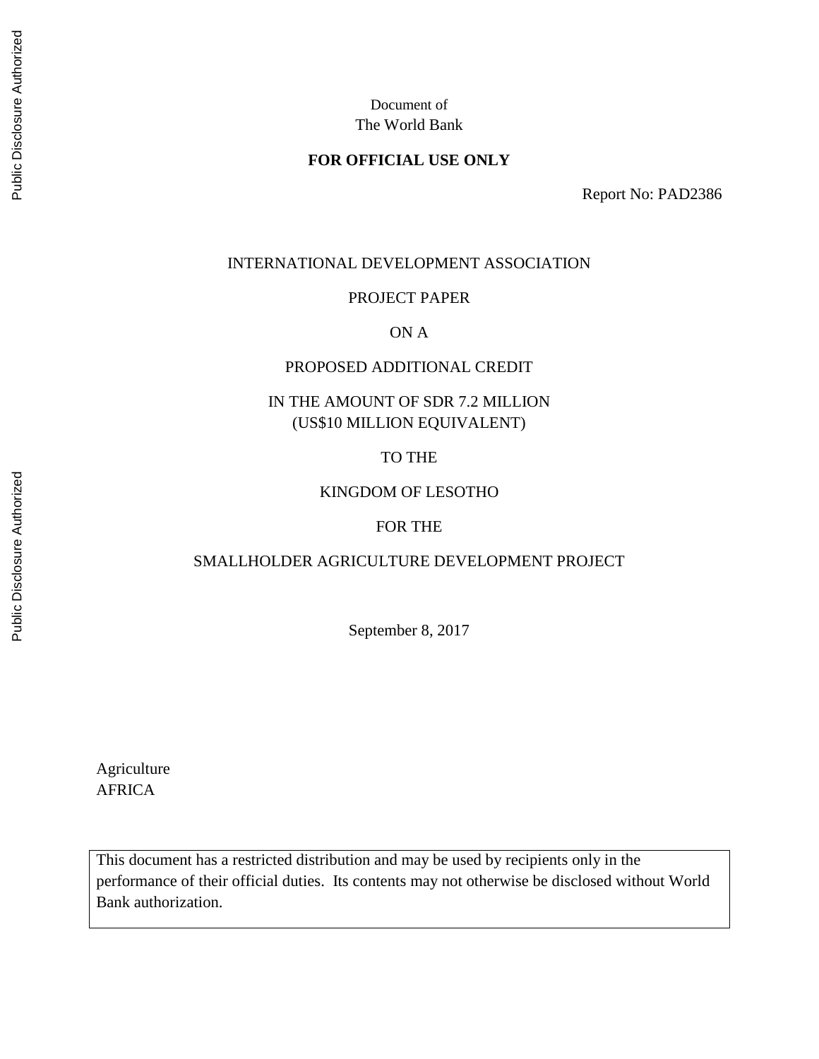Document of
The World Bank

**FOR OFFICIAL USE ONLY**

Report No: PAD2386

INTERNATIONAL DEVELOPMENT ASSOCIATION

PROJECT PAPER

ON A

PROPOSED ADDITIONAL CREDIT

IN THE AMOUNT OF SDR 7.2 MILLION
(US$10 MILLION EQUIVALENT)

TO THE

KINGDOM OF LESOTHO

FOR THE

SMALLHOLDER AGRICULTURE DEVELOPMENT PROJECT

September 8, 2017

Agriculture
AFRICA

This document has a restricted distribution and may be used by recipients only in the performance of their official duties. Its contents may not otherwise be disclosed without World Bank authorization.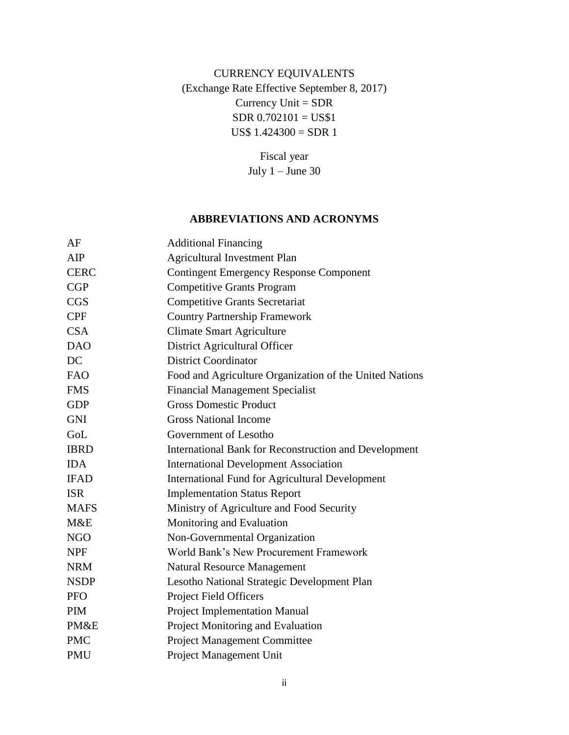CURRENCY EQUIVALENTS

(Exchange Rate Effective September 8, 2017)

Currency Unit = SDR

SDR 0.702101 = US$1

US$ 1.424300 = SDR 1

Fiscal year

July 1 – June 30

## ABBREVIATIONS AND ACRONYMS

| | |
|---|---|
| AF | Additional Financing |
| AIP | Agricultural Investment Plan |
| CERC | Contingent Emergency Response Component |
| CGP | Competitive Grants Program |
| CGS | Competitive Grants Secretariat |
| CPF | Country Partnership Framework |
| CSA | Climate Smart Agriculture |
| DAO | District Agricultural Officer |
| DC | District Coordinator |
| FAO | Food and Agriculture Organization of the United Nations |
| FMS | Financial Management Specialist |
| GDP | Gross Domestic Product |
| GNI | Gross National Income |
| GoL | Government of Lesotho |
| IBRD | International Bank for Reconstruction and Development |
| IDA | International Development Association |
| IFAD | International Fund for Agricultural Development |
| ISR | Implementation Status Report |
| MAFS | Ministry of Agriculture and Food Security |
| M&E | Monitoring and Evaluation |
| NGO | Non-Governmental Organization |
| NPF | World Bank's New Procurement Framework |
| NRM | Natural Resource Management |
| NSDP | Lesotho National Strategic Development Plan |
| PFO | Project Field Officers |
| PIM | Project Implementation Manual |
| PM&E | Project Monitoring and Evaluation |
| PMC | Project Management Committee |
| PMU | Project Management Unit |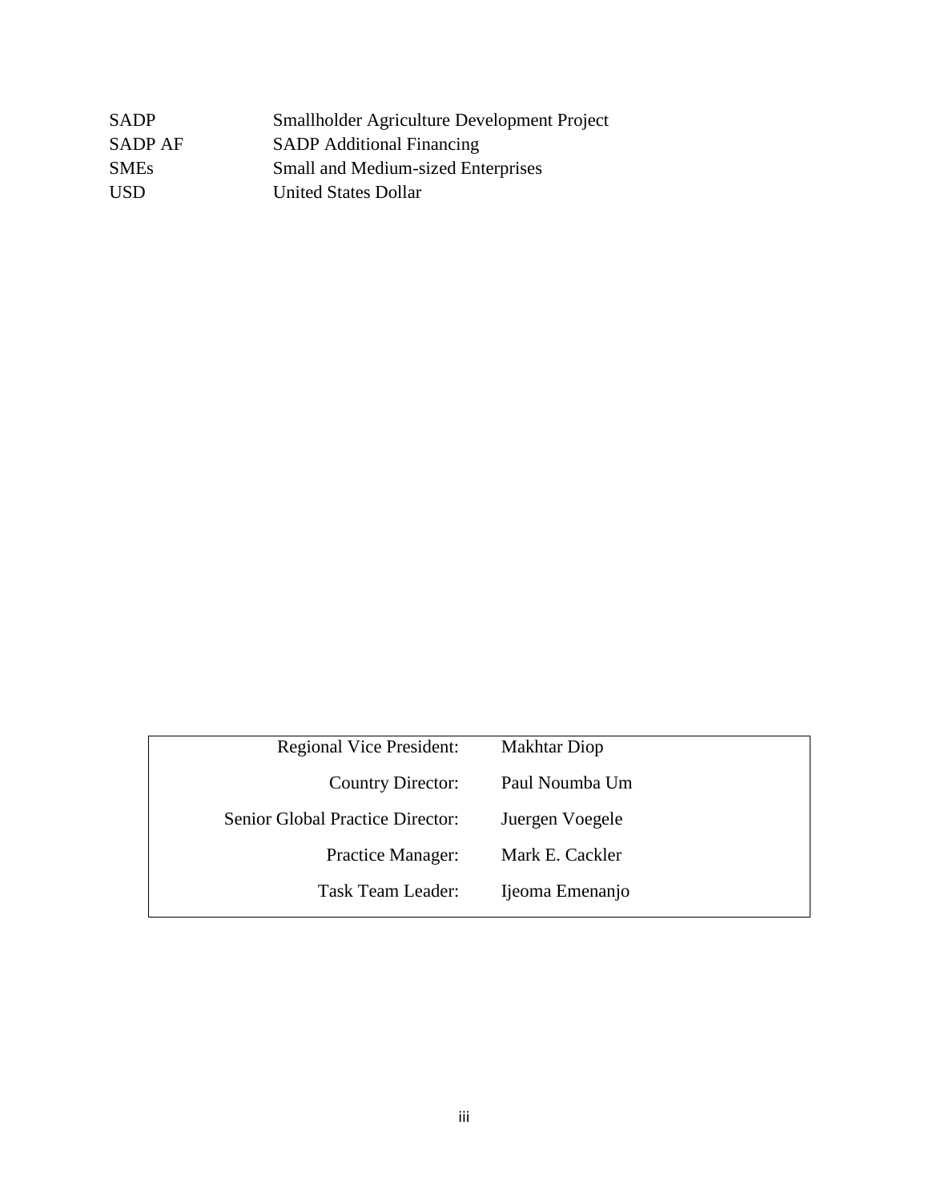| | |
|---|---|
| SADP | Smallholder Agriculture Development Project |
| SADP AF | SADP Additional Financing |
| SMEs | Small and Medium-sized Enterprises |
| USD | United States Dollar |

| | |
|---|---|
| Regional Vice President: | Makhtar Diop |
| Country Director: | Paul Noumba Um |
| Senior Global Practice Director: | Juergen Voegele |
| Practice Manager: | Mark E. Cackler |
| Task Team Leader: | Ijeoma Emenanjo |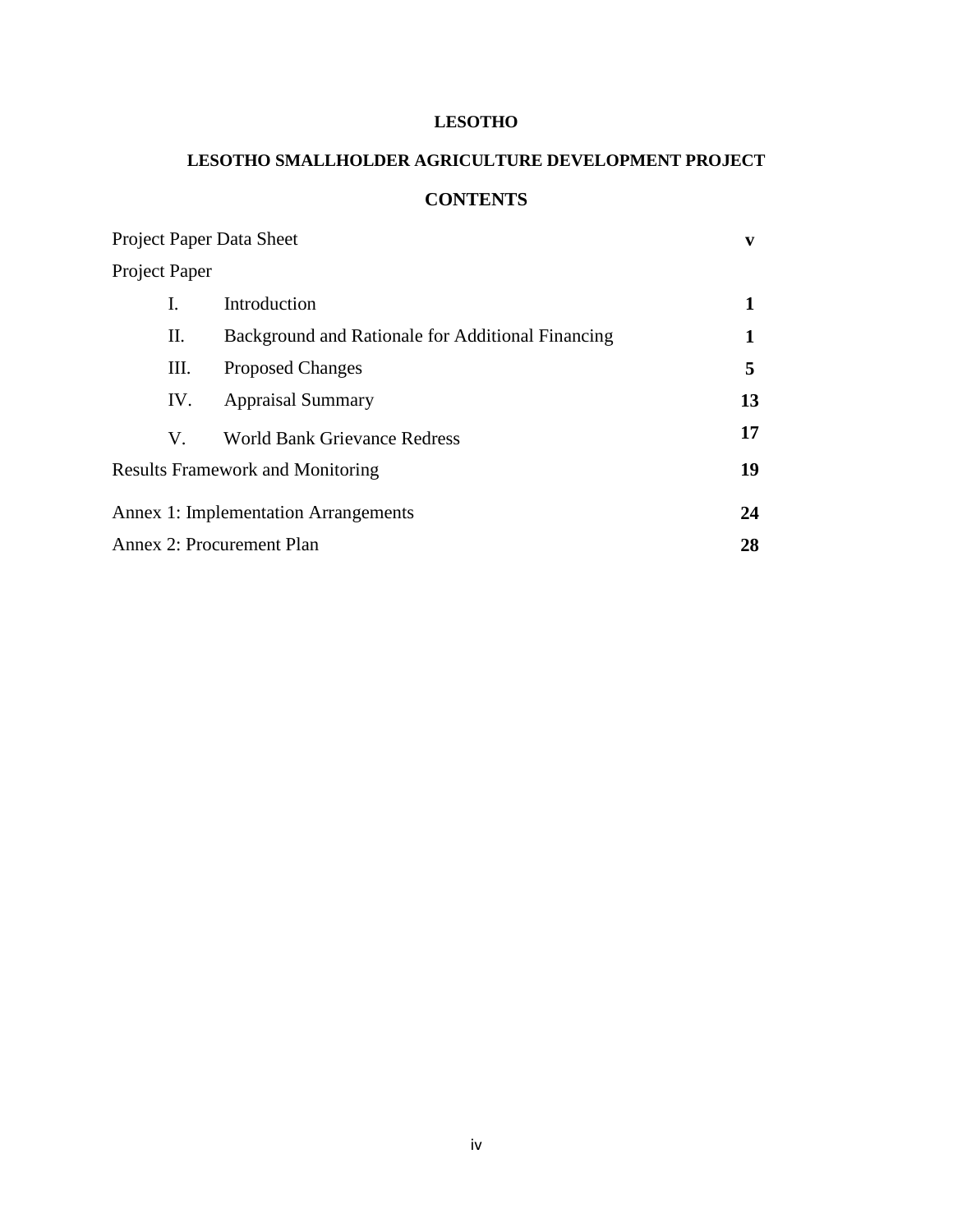**LESOTHO**

**LESOTHO SMALLHOLDER AGRICULTURE DEVELOPMENT PROJECT**

## CONTENTS

| | | |
|---|---|---|
| Project Paper Data Sheet | | **v** |
| Project Paper | | |
| I. | Introduction | **1** |
| II. | Background and Rationale for Additional Financing | **1** |
| III. | Proposed Changes | **5** |
| IV. | Appraisal Summary | **13** |
| V. | World Bank Grievance Redress | **17** |
| Results Framework and Monitoring | | **19** |
| Annex 1: Implementation Arrangements | | **24** |
| Annex 2: Procurement Plan | | **28** |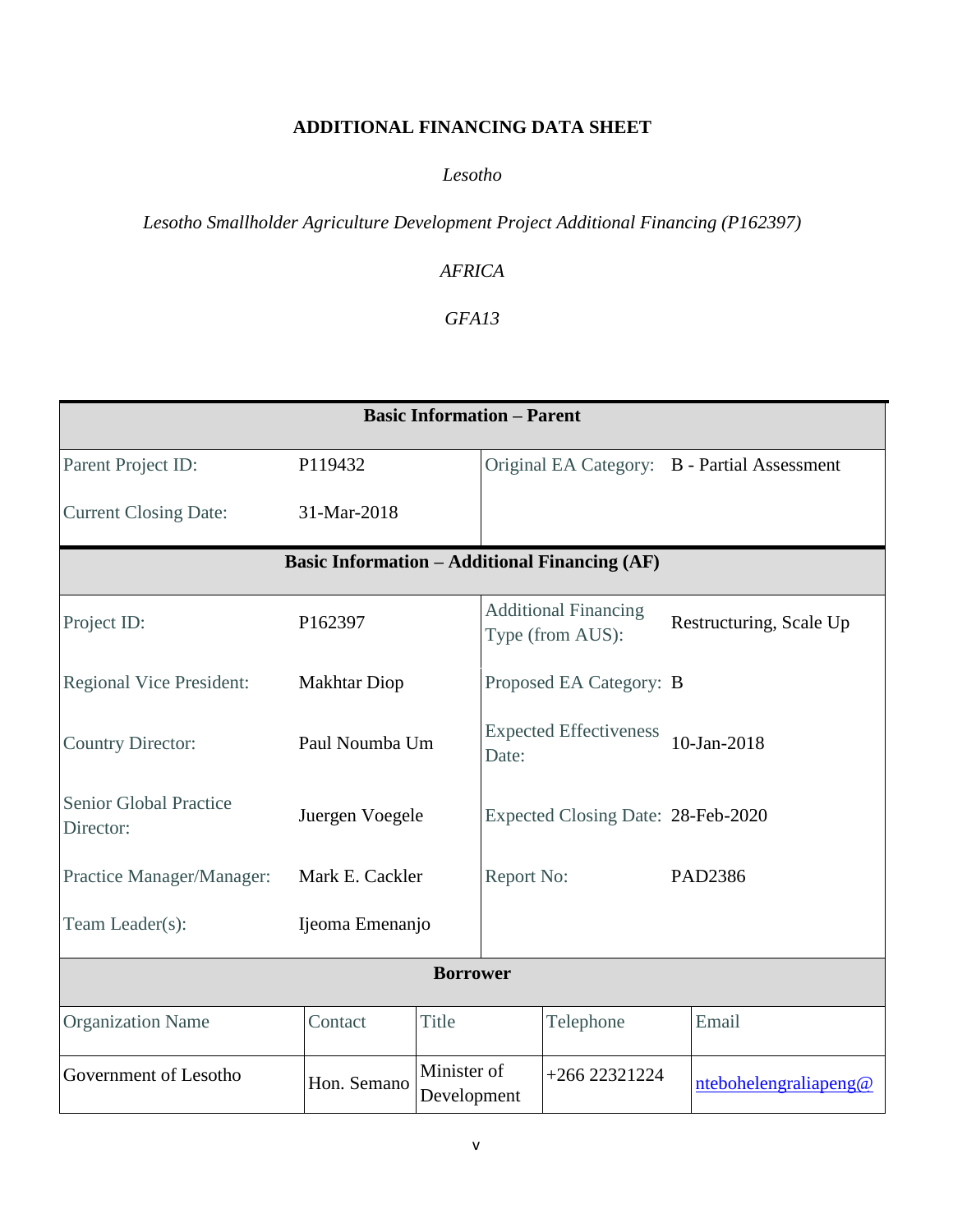# ADDITIONAL FINANCING DATA SHEET

*Lesotho*

*Lesotho Smallholder Agriculture Development Project Additional Financing (P162397)*

*AFRICA*

*GFA13*

| Basic Information – Parent | | | |
|---|---|---|---|
| Parent Project ID: | P119432 | Original EA Category: | B - Partial Assessment |
| Current Closing Date: | 31-Mar-2018 | | |

| Basic Information – Additional Financing (AF) | | | |
|---|---|---|---|
| Project ID: | P162397 | Additional Financing Type (from AUS): | Restructuring, Scale Up |
| Regional Vice President: | Makhtar Diop | Proposed EA Category: | B |
| Country Director: | Paul Noumba Um | Expected Effectiveness Date: | 10-Jan-2018 |
| Senior Global Practice Director: | Juergen Voegele | Expected Closing Date: | 28-Feb-2020 |
| Practice Manager/Manager: | Mark E. Cackler | Report No: | PAD2386 |
| Team Leader(s): | Ijeoma Emenanjo | | |

| Borrower | | | | |
|---|---|---|---|---|
| Organization Name | Contact | Title | Telephone | Email |
| Government of Lesotho | Hon. Semano | Minister of Development | +266 22321224 | ntebohelengraliapeng@ |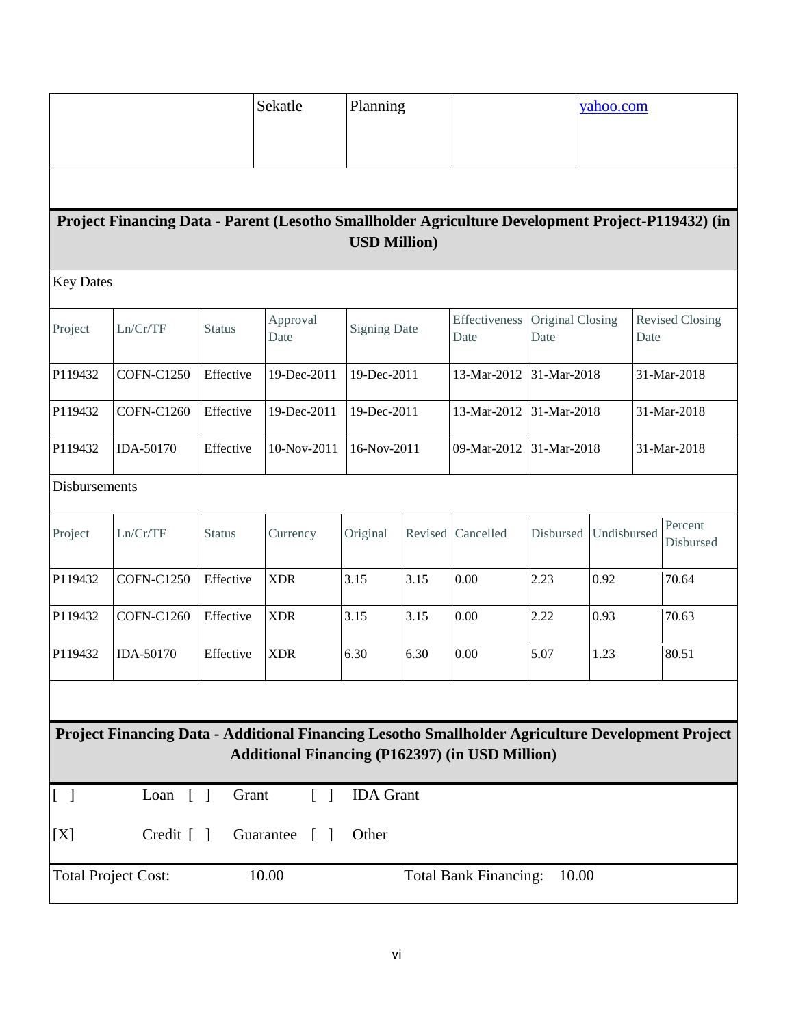| | Sekatle | Planning | | yahoo.com |
|---|---|---|---|---|

**Project Financing Data - Parent (Lesotho Smallholder Agriculture Development Project-P119432) (in USD Million)**

Key Dates

| Project | Ln/Cr/TF | Status | Approval Date | Signing Date | Effectiveness Date | Original Closing Date | Revised Closing Date |
|---|---|---|---|---|---|---|---|
| P119432 | COFN-C1250 | Effective | 19-Dec-2011 | 19-Dec-2011 | 13-Mar-2012 | 31-Mar-2018 | 31-Mar-2018 |
| P119432 | COFN-C1260 | Effective | 19-Dec-2011 | 19-Dec-2011 | 13-Mar-2012 | 31-Mar-2018 | 31-Mar-2018 |
| P119432 | IDA-50170 | Effective | 10-Nov-2011 | 16-Nov-2011 | 09-Mar-2012 | 31-Mar-2018 | 31-Mar-2018 |

Disbursements

| Project | Ln/Cr/TF | Status | Currency | Original | Revised | Cancelled | Disbursed | Undisbursed | Percent Disbursed |
|---|---|---|---|---|---|---|---|---|---|
| P119432 | COFN-C1250 | Effective | XDR | 3.15 | 3.15 | 0.00 | 2.23 | 0.92 | 70.64 |
| P119432 | COFN-C1260 | Effective | XDR | 3.15 | 3.15 | 0.00 | 2.22 | 0.93 | 70.63 |
| P119432 | IDA-50170 | Effective | XDR | 6.30 | 6.30 | 0.00 | 5.07 | 1.23 | 80.51 |

**Project Financing Data - Additional Financing Lesotho Smallholder Agriculture Development Project Additional Financing (P162397) (in USD Million)**

[ ] Loan [ ] Grant [ ] IDA Grant

[X] Credit [ ] Guarantee [ ] Other

Total Project Cost: 10.00 Total Bank Financing: 10.00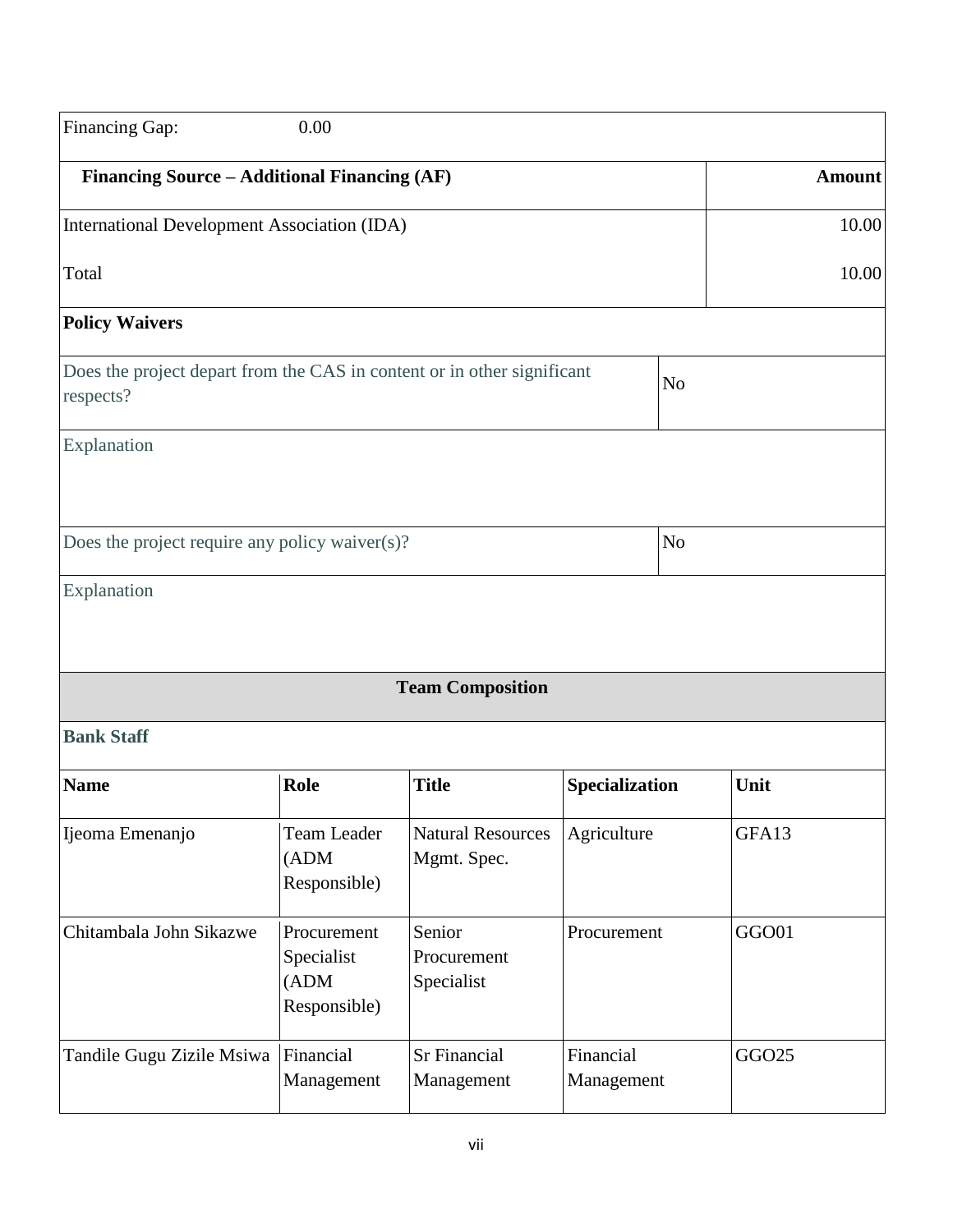Financing Gap: 0.00

| Financing Source – Additional Financing (AF) | Amount |
|---|---|
| International Development Association (IDA) | 10.00 |
| Total | 10.00 |

**Policy Waivers**

| | |
|---|---|
| Does the project depart from the CAS in content or in other significant respects? | No |
| Explanation | |
| Does the project require any policy waiver(s)? | No |
| Explanation | |

**Team Composition**

**Bank Staff**

| Name | Role | Title | Specialization | Unit |
|---|---|---|---|---|
| Ijeoma Emenanjo | Team Leader (ADM Responsible) | Natural Resources Mgmt. Spec. | Agriculture | GFA13 |
| Chitambala John Sikazwe | Procurement Specialist (ADM Responsible) | Senior Procurement Specialist | Procurement | GGO01 |
| Tandile Gugu Zizile Msiwa | Financial Management | Sr Financial Management | Financial Management | GGO25 |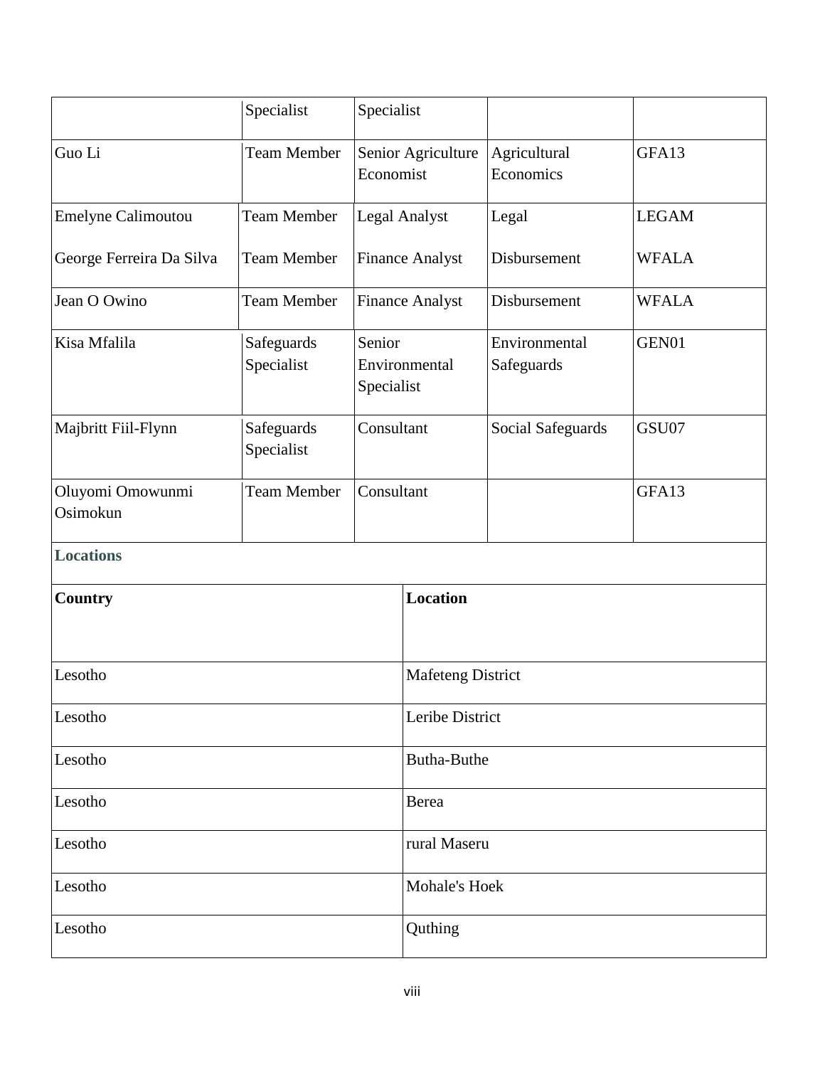| | Specialist | Specialist | | |
|---|---|---|---|---|
| Guo Li | Team Member | Senior Agriculture Economist | Agricultural Economics | GFA13 |
| Emelyne Calimoutou | Team Member | Legal Analyst | Legal | LEGAM |
| George Ferreira Da Silva | Team Member | Finance Analyst | Disbursement | WFALA |
| Jean O Owino | Team Member | Finance Analyst | Disbursement | WFALA |
| Kisa Mfalila | Safeguards Specialist | Senior Environmental Specialist | Environmental Safeguards | GEN01 |
| Majbritt Fiil-Flynn | Safeguards Specialist | Consultant | Social Safeguards | GSU07 |
| Oluyomi Omowunmi Osimokun | Team Member | Consultant | | GFA13 |

**Locations**

| Country | Location |
|---|---|
| Lesotho | Mafeteng District |
| Lesotho | Leribe District |
| Lesotho | Butha-Buthe |
| Lesotho | Berea |
| Lesotho | rural Maseru |
| Lesotho | Mohale's Hoek |
| Lesotho | Quthing |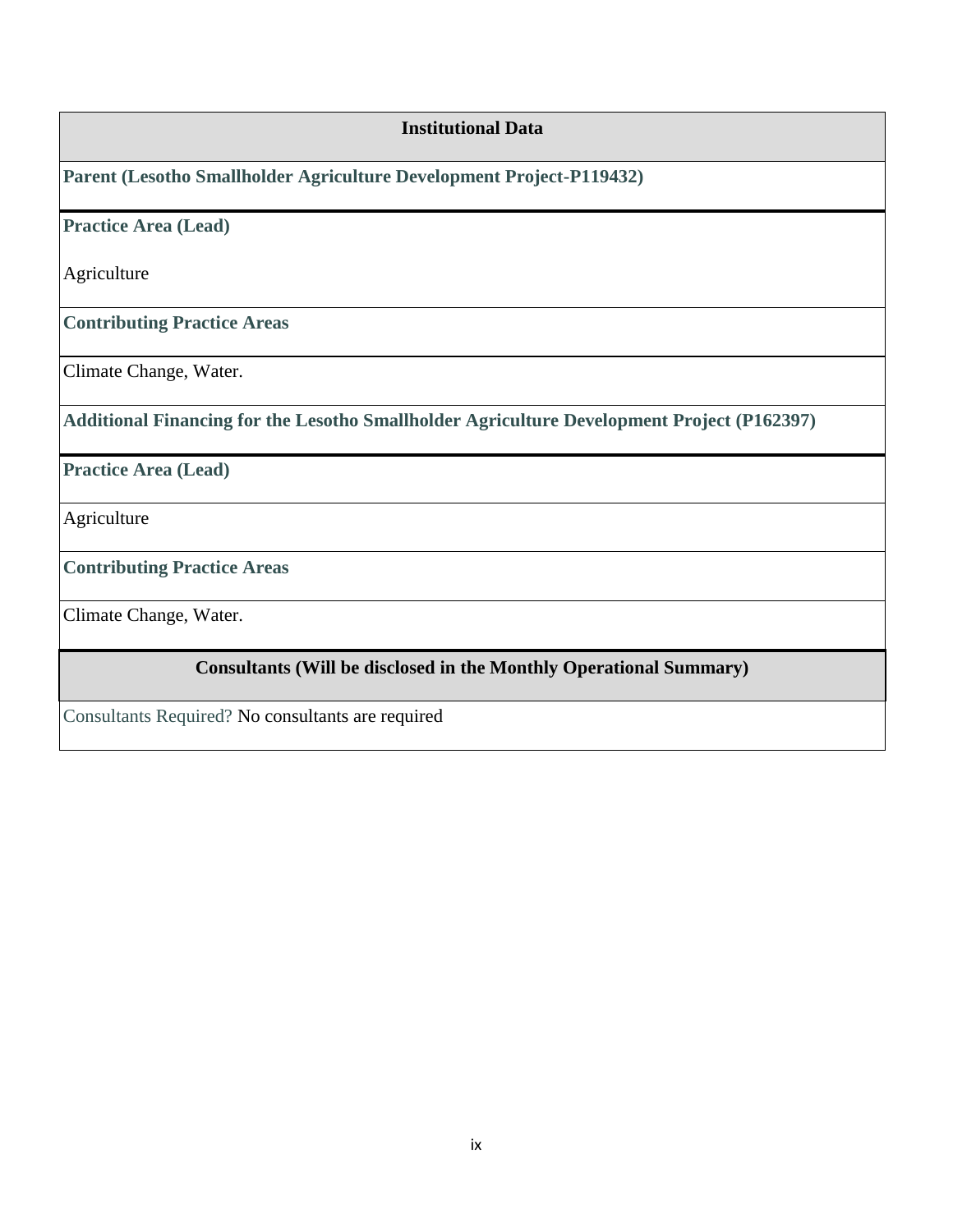## Institutional Data

**Parent (Lesotho Smallholder Agriculture Development Project-P119432)**

**Practice Area (Lead)**

Agriculture

**Contributing Practice Areas**

Climate Change, Water.

**Additional Financing for the Lesotho Smallholder Agriculture Development Project (P162397)**

**Practice Area (Lead)**

Agriculture

**Contributing Practice Areas**

Climate Change, Water.

## Consultants (Will be disclosed in the Monthly Operational Summary)

Consultants Required? No consultants are required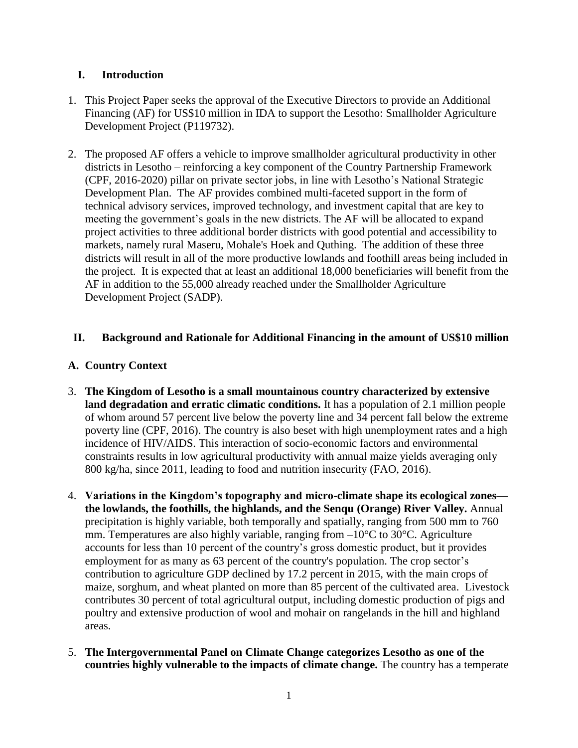## I. Introduction

1. This Project Paper seeks the approval of the Executive Directors to provide an Additional Financing (AF) for US$10 million in IDA to support the Lesotho: Smallholder Agriculture Development Project (P119732).

2. The proposed AF offers a vehicle to improve smallholder agricultural productivity in other districts in Lesotho – reinforcing a key component of the Country Partnership Framework (CPF, 2016-2020) pillar on private sector jobs, in line with Lesotho's National Strategic Development Plan. The AF provides combined multi-faceted support in the form of technical advisory services, improved technology, and investment capital that are key to meeting the government's goals in the new districts. The AF will be allocated to expand project activities to three additional border districts with good potential and accessibility to markets, namely rural Maseru, Mohale's Hoek and Quthing. The addition of these three districts will result in all of the more productive lowlands and foothill areas being included in the project. It is expected that at least an additional 18,000 beneficiaries will benefit from the AF in addition to the 55,000 already reached under the Smallholder Agriculture Development Project (SADP).

## II. Background and Rationale for Additional Financing in the amount of US$10 million

### A. Country Context

3. **The Kingdom of Lesotho is a small mountainous country characterized by extensive land degradation and erratic climatic conditions.** It has a population of 2.1 million people of whom around 57 percent live below the poverty line and 34 percent fall below the extreme poverty line (CPF, 2016). The country is also beset with high unemployment rates and a high incidence of HIV/AIDS. This interaction of socio-economic factors and environmental constraints results in low agricultural productivity with annual maize yields averaging only 800 kg/ha, since 2011, leading to food and nutrition insecurity (FAO, 2016).

4. **Variations in the Kingdom's topography and micro-climate shape its ecological zones—the lowlands, the foothills, the highlands, and the Senqu (Orange) River Valley.** Annual precipitation is highly variable, both temporally and spatially, ranging from 500 mm to 760 mm. Temperatures are also highly variable, ranging from –10°C to 30°C. Agriculture accounts for less than 10 percent of the country's gross domestic product, but it provides employment for as many as 63 percent of the country's population. The crop sector's contribution to agriculture GDP declined by 17.2 percent in 2015, with the main crops of maize, sorghum, and wheat planted on more than 85 percent of the cultivated area. Livestock contributes 30 percent of total agricultural output, including domestic production of pigs and poultry and extensive production of wool and mohair on rangelands in the hill and highland areas.

5. **The Intergovernmental Panel on Climate Change categorizes Lesotho as one of the countries highly vulnerable to the impacts of climate change.** The country has a temperate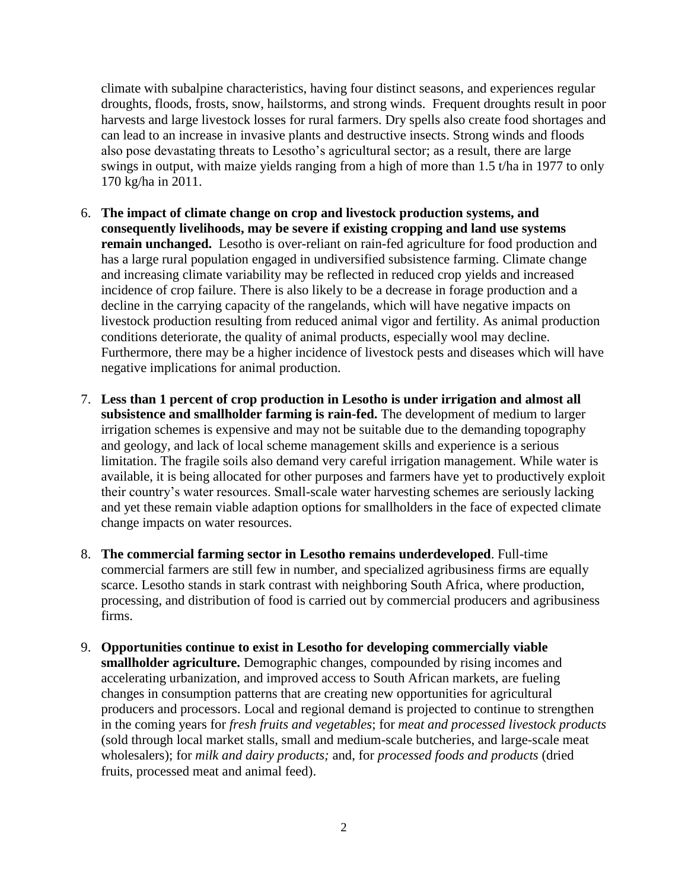climate with subalpine characteristics, having four distinct seasons, and experiences regular droughts, floods, frosts, snow, hailstorms, and strong winds. Frequent droughts result in poor harvests and large livestock losses for rural farmers. Dry spells also create food shortages and can lead to an increase in invasive plants and destructive insects. Strong winds and floods also pose devastating threats to Lesotho's agricultural sector; as a result, there are large swings in output, with maize yields ranging from a high of more than 1.5 t/ha in 1977 to only 170 kg/ha in 2011.

6. **The impact of climate change on crop and livestock production systems, and consequently livelihoods, may be severe if existing cropping and land use systems remain unchanged.** Lesotho is over-reliant on rain-fed agriculture for food production and has a large rural population engaged in undiversified subsistence farming. Climate change and increasing climate variability may be reflected in reduced crop yields and increased incidence of crop failure. There is also likely to be a decrease in forage production and a decline in the carrying capacity of the rangelands, which will have negative impacts on livestock production resulting from reduced animal vigor and fertility. As animal production conditions deteriorate, the quality of animal products, especially wool may decline. Furthermore, there may be a higher incidence of livestock pests and diseases which will have negative implications for animal production.

7. **Less than 1 percent of crop production in Lesotho is under irrigation and almost all subsistence and smallholder farming is rain-fed.** The development of medium to larger irrigation schemes is expensive and may not be suitable due to the demanding topography and geology, and lack of local scheme management skills and experience is a serious limitation. The fragile soils also demand very careful irrigation management. While water is available, it is being allocated for other purposes and farmers have yet to productively exploit their country's water resources. Small-scale water harvesting schemes are seriously lacking and yet these remain viable adaption options for smallholders in the face of expected climate change impacts on water resources.

8. **The commercial farming sector in Lesotho remains underdeveloped**. Full-time commercial farmers are still few in number, and specialized agribusiness firms are equally scarce. Lesotho stands in stark contrast with neighboring South Africa, where production, processing, and distribution of food is carried out by commercial producers and agribusiness firms.

9. **Opportunities continue to exist in Lesotho for developing commercially viable smallholder agriculture.** Demographic changes, compounded by rising incomes and accelerating urbanization, and improved access to South African markets, are fueling changes in consumption patterns that are creating new opportunities for agricultural producers and processors. Local and regional demand is projected to continue to strengthen in the coming years for *fresh fruits and vegetables*; for *meat and processed livestock products* (sold through local market stalls, small and medium-scale butcheries, and large-scale meat wholesalers); for *milk and dairy products;* and, for *processed foods and products* (dried fruits, processed meat and animal feed).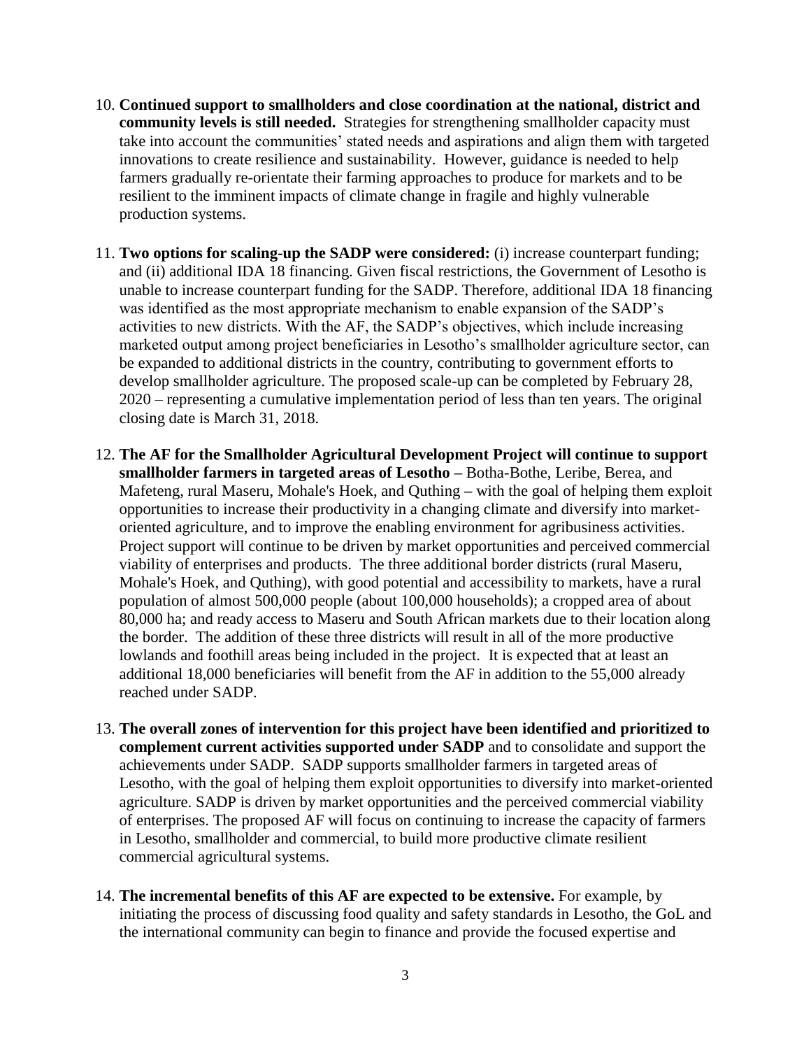10. **Continued support to smallholders and close coordination at the national, district and community levels is still needed.** Strategies for strengthening smallholder capacity must take into account the communities' stated needs and aspirations and align them with targeted innovations to create resilience and sustainability. However, guidance is needed to help farmers gradually re-orientate their farming approaches to produce for markets and to be resilient to the imminent impacts of climate change in fragile and highly vulnerable production systems.

11. **Two options for scaling-up the SADP were considered:** (i) increase counterpart funding; and (ii) additional IDA 18 financing. Given fiscal restrictions, the Government of Lesotho is unable to increase counterpart funding for the SADP. Therefore, additional IDA 18 financing was identified as the most appropriate mechanism to enable expansion of the SADP's activities to new districts. With the AF, the SADP's objectives, which include increasing marketed output among project beneficiaries in Lesotho's smallholder agriculture sector, can be expanded to additional districts in the country, contributing to government efforts to develop smallholder agriculture. The proposed scale-up can be completed by February 28, 2020 – representing a cumulative implementation period of less than ten years. The original closing date is March 31, 2018.

12. **The AF for the Smallholder Agricultural Development Project will continue to support smallholder farmers in targeted areas of Lesotho –** Botha-Bothe, Leribe, Berea, and Mafeteng, rural Maseru, Mohale's Hoek, and Quthing **–** with the goal of helping them exploit opportunities to increase their productivity in a changing climate and diversify into market-oriented agriculture, and to improve the enabling environment for agribusiness activities. Project support will continue to be driven by market opportunities and perceived commercial viability of enterprises and products. The three additional border districts (rural Maseru, Mohale's Hoek, and Quthing), with good potential and accessibility to markets, have a rural population of almost 500,000 people (about 100,000 households); a cropped area of about 80,000 ha; and ready access to Maseru and South African markets due to their location along the border. The addition of these three districts will result in all of the more productive lowlands and foothill areas being included in the project. It is expected that at least an additional 18,000 beneficiaries will benefit from the AF in addition to the 55,000 already reached under SADP.

13. **The overall zones of intervention for this project have been identified and prioritized to complement current activities supported under SADP** and to consolidate and support the achievements under SADP. SADP supports smallholder farmers in targeted areas of Lesotho, with the goal of helping them exploit opportunities to diversify into market-oriented agriculture. SADP is driven by market opportunities and the perceived commercial viability of enterprises. The proposed AF will focus on continuing to increase the capacity of farmers in Lesotho, smallholder and commercial, to build more productive climate resilient commercial agricultural systems.

14. **The incremental benefits of this AF are expected to be extensive.** For example, by initiating the process of discussing food quality and safety standards in Lesotho, the GoL and the international community can begin to finance and provide the focused expertise and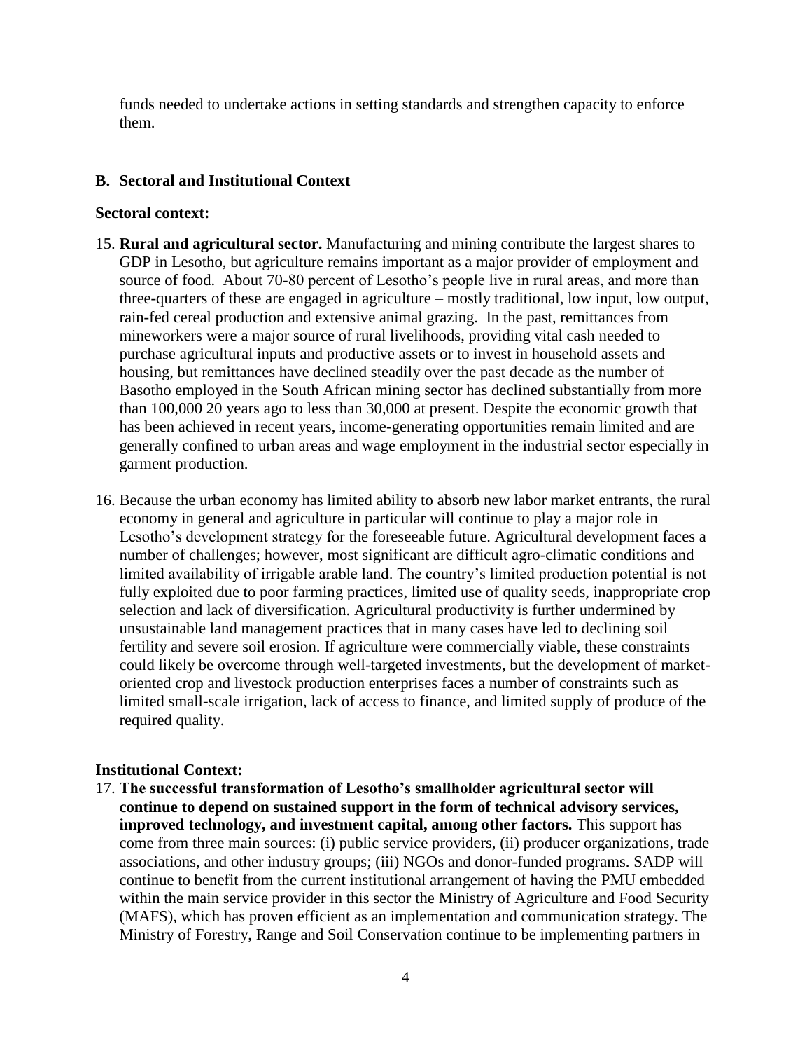funds needed to undertake actions in setting standards and strengthen capacity to enforce them.

## B. Sectoral and Institutional Context

**Sectoral context:**

15. **Rural and agricultural sector.** Manufacturing and mining contribute the largest shares to GDP in Lesotho, but agriculture remains important as a major provider of employment and source of food. About 70-80 percent of Lesotho's people live in rural areas, and more than three-quarters of these are engaged in agriculture – mostly traditional, low input, low output, rain-fed cereal production and extensive animal grazing. In the past, remittances from mineworkers were a major source of rural livelihoods, providing vital cash needed to purchase agricultural inputs and productive assets or to invest in household assets and housing, but remittances have declined steadily over the past decade as the number of Basotho employed in the South African mining sector has declined substantially from more than 100,000 20 years ago to less than 30,000 at present. Despite the economic growth that has been achieved in recent years, income-generating opportunities remain limited and are generally confined to urban areas and wage employment in the industrial sector especially in garment production.

16. Because the urban economy has limited ability to absorb new labor market entrants, the rural economy in general and agriculture in particular will continue to play a major role in Lesotho's development strategy for the foreseeable future. Agricultural development faces a number of challenges; however, most significant are difficult agro-climatic conditions and limited availability of irrigable arable land. The country's limited production potential is not fully exploited due to poor farming practices, limited use of quality seeds, inappropriate crop selection and lack of diversification. Agricultural productivity is further undermined by unsustainable land management practices that in many cases have led to declining soil fertility and severe soil erosion. If agriculture were commercially viable, these constraints could likely be overcome through well-targeted investments, but the development of market-oriented crop and livestock production enterprises faces a number of constraints such as limited small-scale irrigation, lack of access to finance, and limited supply of produce of the required quality.

**Institutional Context:**

17. **The successful transformation of Lesotho's smallholder agricultural sector will continue to depend on sustained support in the form of technical advisory services, improved technology, and investment capital, among other factors.** This support has come from three main sources: (i) public service providers, (ii) producer organizations, trade associations, and other industry groups; (iii) NGOs and donor-funded programs. SADP will continue to benefit from the current institutional arrangement of having the PMU embedded within the main service provider in this sector the Ministry of Agriculture and Food Security (MAFS), which has proven efficient as an implementation and communication strategy. The Ministry of Forestry, Range and Soil Conservation continue to be implementing partners in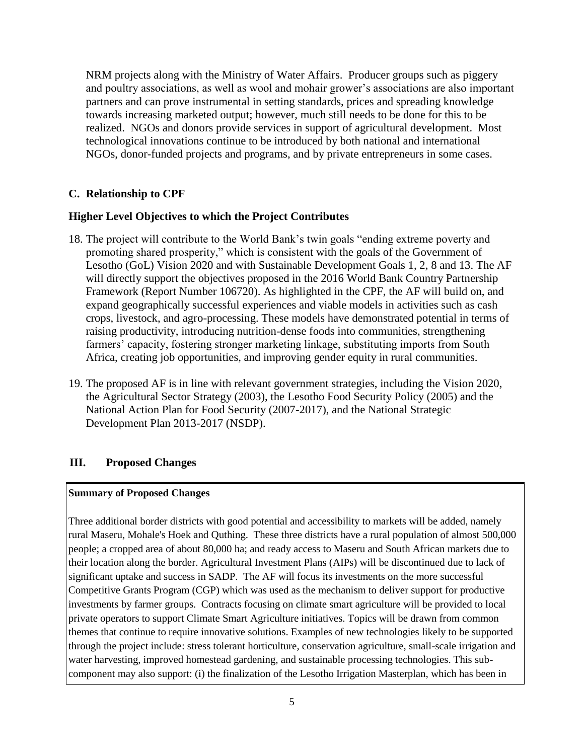NRM projects along with the Ministry of Water Affairs. Producer groups such as piggery and poultry associations, as well as wool and mohair grower's associations are also important partners and can prove instrumental in setting standards, prices and spreading knowledge towards increasing marketed output; however, much still needs to be done for this to be realized. NGOs and donors provide services in support of agricultural development. Most technological innovations continue to be introduced by both national and international NGOs, donor-funded projects and programs, and by private entrepreneurs in some cases.

### C. Relationship to CPF

### Higher Level Objectives to which the Project Contributes

18. The project will contribute to the World Bank's twin goals "ending extreme poverty and promoting shared prosperity," which is consistent with the goals of the Government of Lesotho (GoL) Vision 2020 and with Sustainable Development Goals 1, 2, 8 and 13. The AF will directly support the objectives proposed in the 2016 World Bank Country Partnership Framework (Report Number 106720). As highlighted in the CPF, the AF will build on, and expand geographically successful experiences and viable models in activities such as cash crops, livestock, and agro-processing. These models have demonstrated potential in terms of raising productivity, introducing nutrition-dense foods into communities, strengthening farmers' capacity, fostering stronger marketing linkage, substituting imports from South Africa, creating job opportunities, and improving gender equity in rural communities.

19. The proposed AF is in line with relevant government strategies, including the Vision 2020, the Agricultural Sector Strategy (2003), the Lesotho Food Security Policy (2005) and the National Action Plan for Food Security (2007-2017), and the National Strategic Development Plan 2013-2017 (NSDP).

## III. Proposed Changes

**Summary of Proposed Changes**

Three additional border districts with good potential and accessibility to markets will be added, namely rural Maseru, Mohale's Hoek and Quthing. These three districts have a rural population of almost 500,000 people; a cropped area of about 80,000 ha; and ready access to Maseru and South African markets due to their location along the border. Agricultural Investment Plans (AIPs) will be discontinued due to lack of significant uptake and success in SADP. The AF will focus its investments on the more successful Competitive Grants Program (CGP) which was used as the mechanism to deliver support for productive investments by farmer groups. Contracts focusing on climate smart agriculture will be provided to local private operators to support Climate Smart Agriculture initiatives. Topics will be drawn from common themes that continue to require innovative solutions. Examples of new technologies likely to be supported through the project include: stress tolerant horticulture, conservation agriculture, small-scale irrigation and water harvesting, improved homestead gardening, and sustainable processing technologies. This sub-component may also support: (i) the finalization of the Lesotho Irrigation Masterplan, which has been in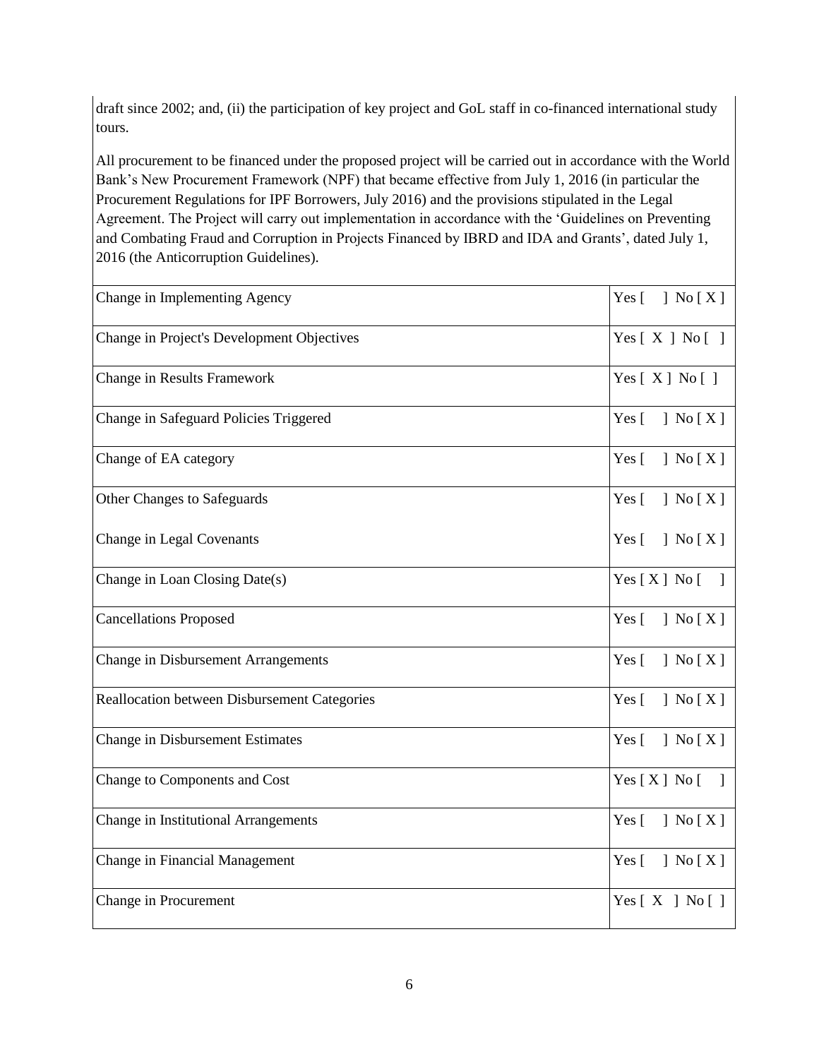draft since 2002; and, (ii) the participation of key project and GoL staff in co-financed international study tours.

All procurement to be financed under the proposed project will be carried out in accordance with the World Bank's New Procurement Framework (NPF) that became effective from July 1, 2016 (in particular the Procurement Regulations for IPF Borrowers, July 2016) and the provisions stipulated in the Legal Agreement. The Project will carry out implementation in accordance with the 'Guidelines on Preventing and Combating Fraud and Corruption in Projects Financed by IBRD and IDA and Grants', dated July 1, 2016 (the Anticorruption Guidelines).

| | |
|---|---|
| Change in Implementing Agency | Yes [ ] No [ X ] |
| Change in Project's Development Objectives | Yes [ X ] No [ ] |
| Change in Results Framework | Yes [ X ] No [ ] |
| Change in Safeguard Policies Triggered | Yes [ ] No [ X ] |
| Change of EA category | Yes [ ] No [ X ] |
| Other Changes to Safeguards | Yes [ ] No [ X ] |
| Change in Legal Covenants | Yes [ ] No [ X ] |
| Change in Loan Closing Date(s) | Yes [ X ] No [ ] |
| Cancellations Proposed | Yes [ ] No [ X ] |
| Change in Disbursement Arrangements | Yes [ ] No [ X ] |
| Reallocation between Disbursement Categories | Yes [ ] No [ X ] |
| Change in Disbursement Estimates | Yes [ ] No [ X ] |
| Change to Components and Cost | Yes [ X ] No [ ] |
| Change in Institutional Arrangements | Yes [ ] No [ X ] |
| Change in Financial Management | Yes [ ] No [ X ] |
| Change in Procurement | Yes [ X ] No [ ] |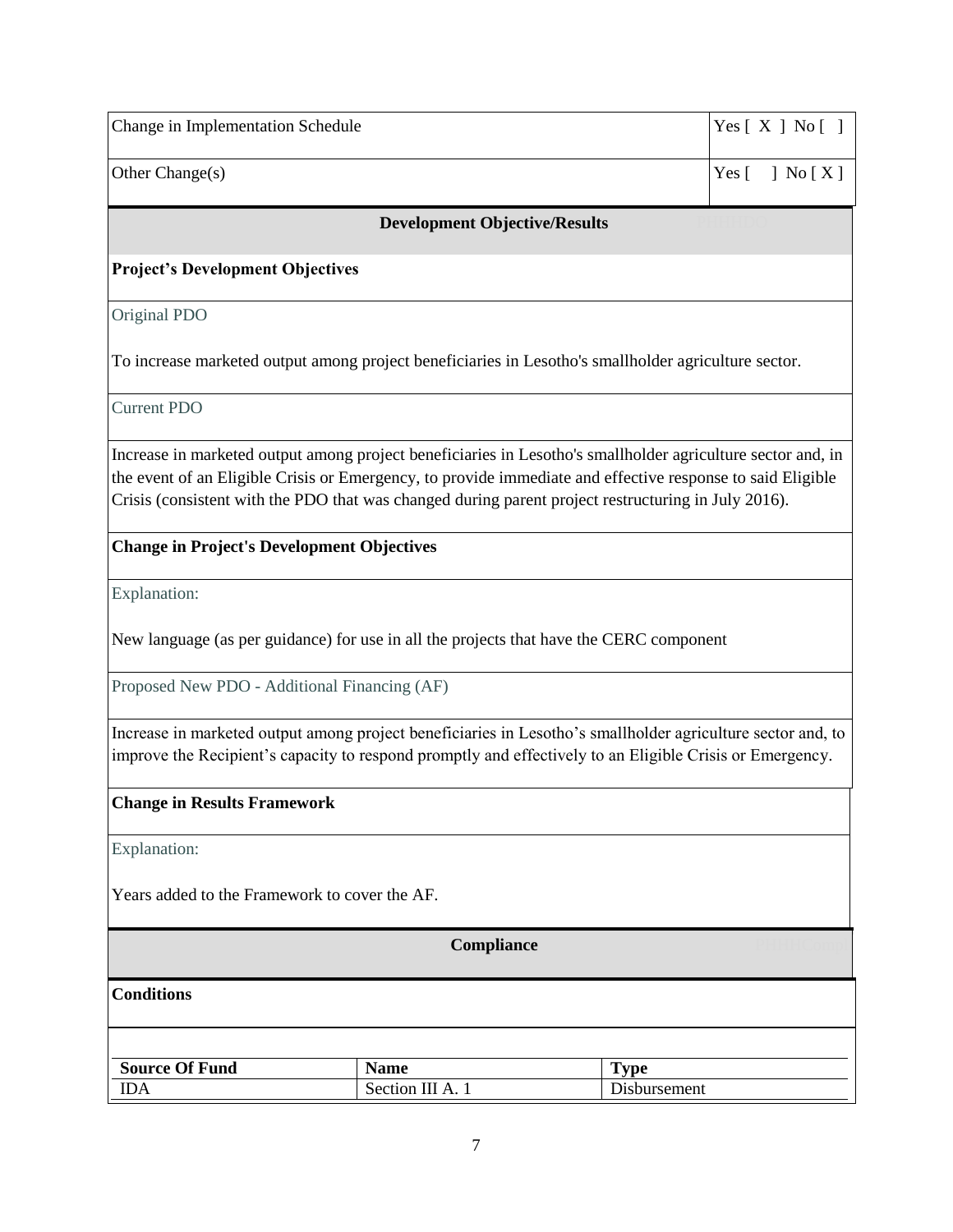| Change in Implementation Schedule | Yes [ X ] No [ ] |
|---|---|
| Other Change(s) | Yes [ ] No [ X ] |

## Development Objective/Results

### Project's Development Objectives

Original PDO

To increase marketed output among project beneficiaries in Lesotho's smallholder agriculture sector.

Current PDO

Increase in marketed output among project beneficiaries in Lesotho's smallholder agriculture sector and, in the event of an Eligible Crisis or Emergency, to provide immediate and effective response to said Eligible Crisis (consistent with the PDO that was changed during parent project restructuring in July 2016).

### Change in Project's Development Objectives

Explanation:

New language (as per guidance) for use in all the projects that have the CERC component

Proposed New PDO - Additional Financing (AF)

Increase in marketed output among project beneficiaries in Lesotho's smallholder agriculture sector and, to improve the Recipient's capacity to respond promptly and effectively to an Eligible Crisis or Emergency.

### Change in Results Framework

Explanation:

Years added to the Framework to cover the AF.

## Compliance

### Conditions

| Source Of Fund | Name | Type |
|---|---|---|
| IDA | Section III A. 1 | Disbursement |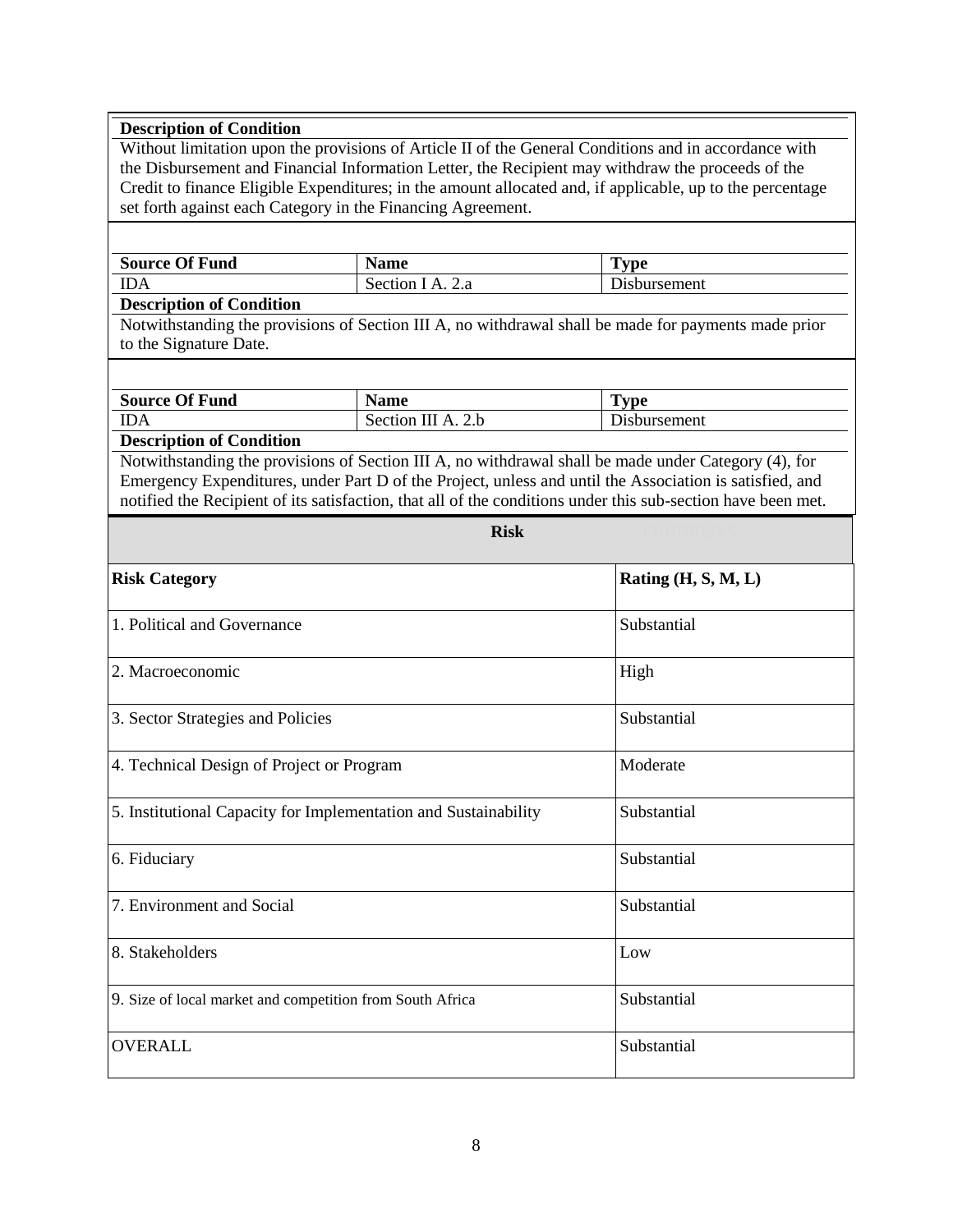**Description of Condition**

Without limitation upon the provisions of Article II of the General Conditions and in accordance with the Disbursement and Financial Information Letter, the Recipient may withdraw the proceeds of the Credit to finance Eligible Expenditures; in the amount allocated and, if applicable, up to the percentage set forth against each Category in the Financing Agreement.

| Source Of Fund | Name | Type |
| --- | --- | --- |
| IDA | Section I A. 2.a | Disbursement |

**Description of Condition**

Notwithstanding the provisions of Section III A, no withdrawal shall be made for payments made prior to the Signature Date.

| Source Of Fund | Name | Type |
| --- | --- | --- |
| IDA | Section III A. 2.b | Disbursement |

**Description of Condition**

Notwithstanding the provisions of Section III A, no withdrawal shall be made under Category (4), for Emergency Expenditures, under Part D of the Project, unless and until the Association is satisfied, and notified the Recipient of its satisfaction, that all of the conditions under this sub-section have been met.

**Risk**

| Risk Category | Rating (H, S, M, L) |
| --- | --- |
| 1. Political and Governance | Substantial |
| 2. Macroeconomic | High |
| 3. Sector Strategies and Policies | Substantial |
| 4. Technical Design of Project or Program | Moderate |
| 5. Institutional Capacity for Implementation and Sustainability | Substantial |
| 6. Fiduciary | Substantial |
| 7. Environment and Social | Substantial |
| 8. Stakeholders | Low |
| 9. Size of local market and competition from South Africa | Substantial |
| OVERALL | Substantial |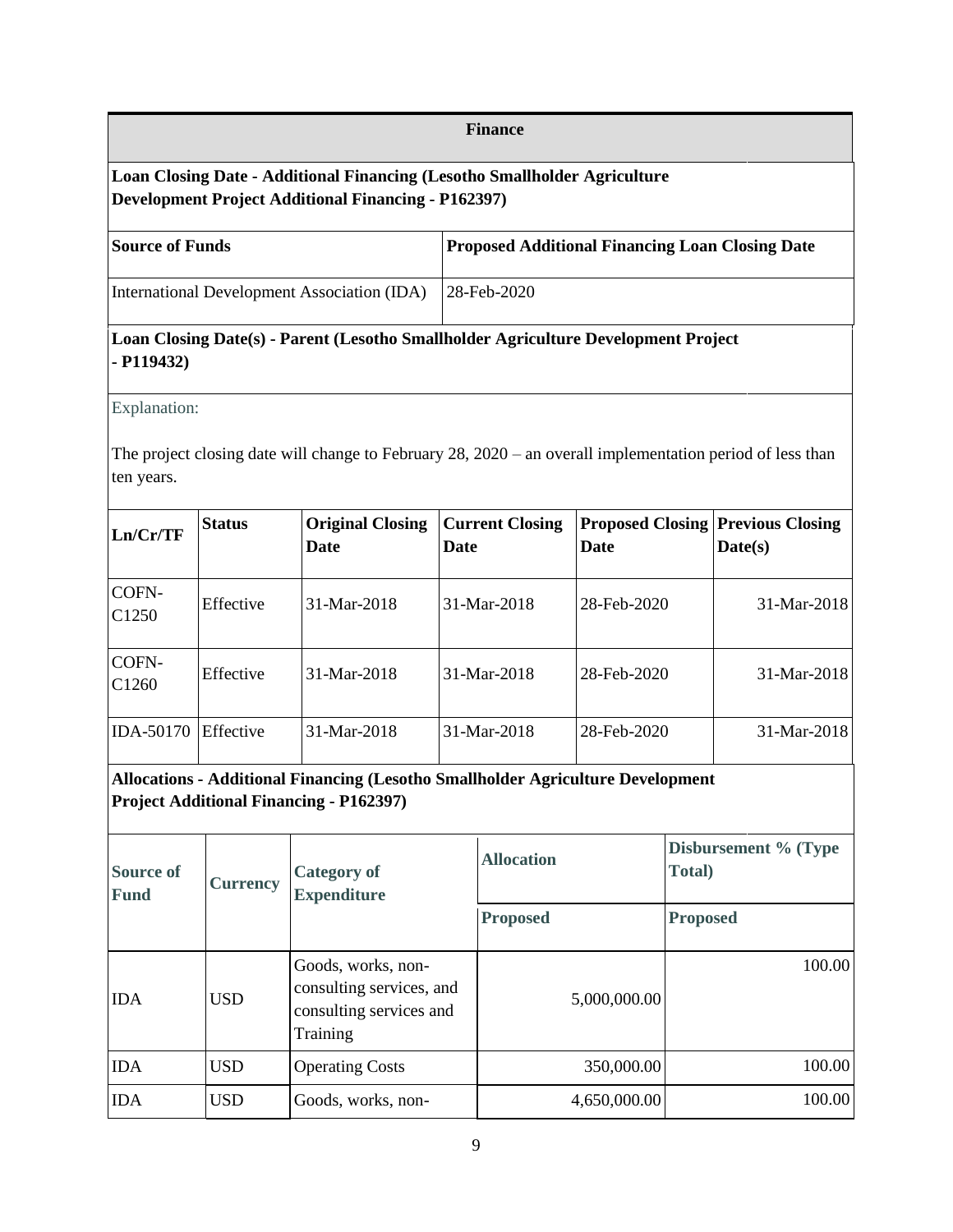**Finance**

**Loan Closing Date - Additional Financing (Lesotho Smallholder Agriculture Development Project Additional Financing - P162397)**

| Source of Funds | Proposed Additional Financing Loan Closing Date |
|---|---|
| International Development Association (IDA) | 28-Feb-2020 |

**Loan Closing Date(s) - Parent (Lesotho Smallholder Agriculture Development Project - P119432)**

Explanation:

The project closing date will change to February 28, 2020 – an overall implementation period of less than ten years.

| Ln/Cr/TF | Status | Original Closing Date | Current Closing Date | Proposed Closing Date | Previous Closing Date(s) |
|---|---|---|---|---|---|
| COFN-C1250 | Effective | 31-Mar-2018 | 31-Mar-2018 | 28-Feb-2020 | 31-Mar-2018 |
| COFN-C1260 | Effective | 31-Mar-2018 | 31-Mar-2018 | 28-Feb-2020 | 31-Mar-2018 |
| IDA-50170 | Effective | 31-Mar-2018 | 31-Mar-2018 | 28-Feb-2020 | 31-Mar-2018 |

**Allocations - Additional Financing (Lesotho Smallholder Agriculture Development Project Additional Financing - P162397)**

| Source of Fund | Currency | Category of Expenditure | Allocation | Disbursement % (Type Total) |
|---|---|---|---|---|
| | | | Proposed | Proposed |
| IDA | USD | Goods, works, non-consulting services, and consulting services and Training | 5,000,000.00 | 100.00 |
| IDA | USD | Operating Costs | 350,000.00 | 100.00 |
| IDA | USD | Goods, works, non- | 4,650,000.00 | 100.00 |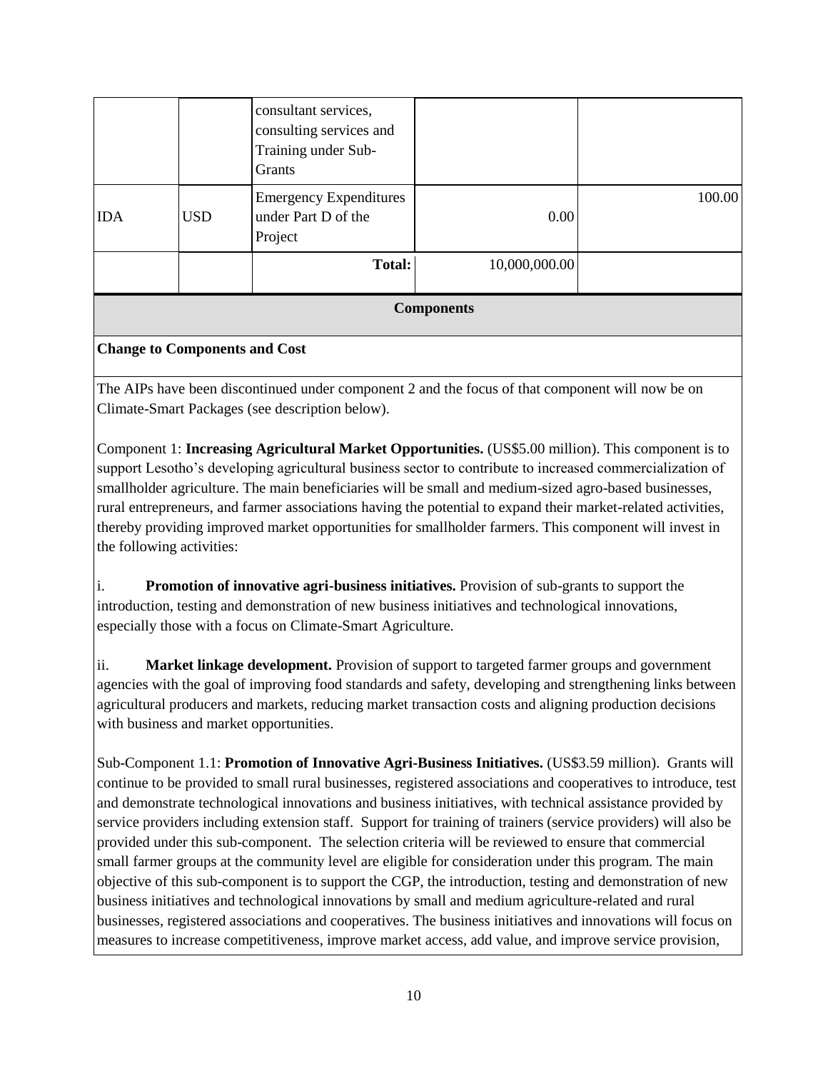|  |  | consultant services, consulting services and Training under Sub-Grants |  |  |
|---|---|---|---|---|
| IDA | USD | Emergency Expenditures under Part D of the Project | 0.00 | 100.00 |
|  |  | **Total:** | 10,000,000.00 |  |

## Components

### Change to Components and Cost

The AIPs have been discontinued under component 2 and the focus of that component will now be on Climate-Smart Packages (see description below).

Component 1: **Increasing Agricultural Market Opportunities.** (US$5.00 million). This component is to support Lesotho's developing agricultural business sector to contribute to increased commercialization of smallholder agriculture. The main beneficiaries will be small and medium-sized agro-based businesses, rural entrepreneurs, and farmer associations having the potential to expand their market-related activities, thereby providing improved market opportunities for smallholder farmers. This component will invest in the following activities:

i. **Promotion of innovative agri-business initiatives.** Provision of sub-grants to support the introduction, testing and demonstration of new business initiatives and technological innovations, especially those with a focus on Climate-Smart Agriculture.

ii. **Market linkage development.** Provision of support to targeted farmer groups and government agencies with the goal of improving food standards and safety, developing and strengthening links between agricultural producers and markets, reducing market transaction costs and aligning production decisions with business and market opportunities.

Sub-Component 1.1: **Promotion of Innovative Agri-Business Initiatives.** (US$3.59 million). Grants will continue to be provided to small rural businesses, registered associations and cooperatives to introduce, test and demonstrate technological innovations and business initiatives, with technical assistance provided by service providers including extension staff. Support for training of trainers (service providers) will also be provided under this sub-component. The selection criteria will be reviewed to ensure that commercial small farmer groups at the community level are eligible for consideration under this program. The main objective of this sub-component is to support the CGP, the introduction, testing and demonstration of new business initiatives and technological innovations by small and medium agriculture-related and rural businesses, registered associations and cooperatives. The business initiatives and innovations will focus on measures to increase competitiveness, improve market access, add value, and improve service provision,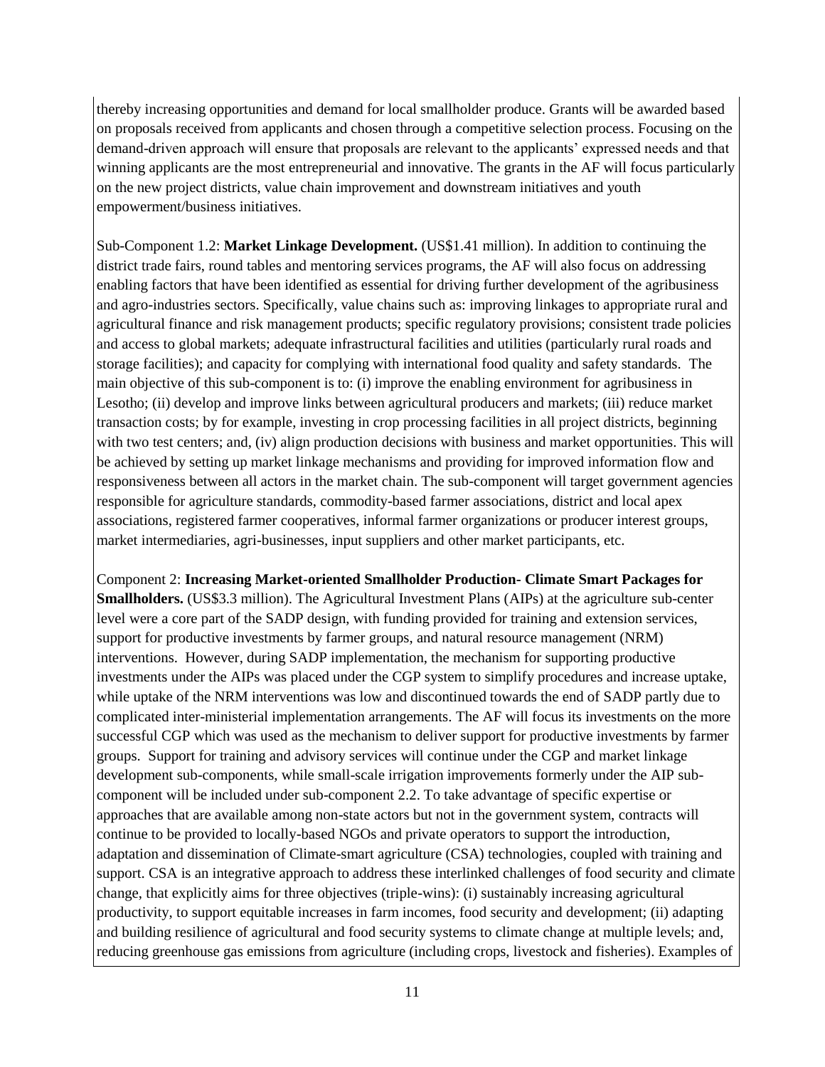thereby increasing opportunities and demand for local smallholder produce. Grants will be awarded based on proposals received from applicants and chosen through a competitive selection process. Focusing on the demand-driven approach will ensure that proposals are relevant to the applicants' expressed needs and that winning applicants are the most entrepreneurial and innovative. The grants in the AF will focus particularly on the new project districts, value chain improvement and downstream initiatives and youth empowerment/business initiatives.

Sub-Component 1.2: **Market Linkage Development.** (US$1.41 million). In addition to continuing the district trade fairs, round tables and mentoring services programs, the AF will also focus on addressing enabling factors that have been identified as essential for driving further development of the agribusiness and agro-industries sectors. Specifically, value chains such as: improving linkages to appropriate rural and agricultural finance and risk management products; specific regulatory provisions; consistent trade policies and access to global markets; adequate infrastructural facilities and utilities (particularly rural roads and storage facilities); and capacity for complying with international food quality and safety standards. The main objective of this sub-component is to: (i) improve the enabling environment for agribusiness in Lesotho; (ii) develop and improve links between agricultural producers and markets; (iii) reduce market transaction costs; by for example, investing in crop processing facilities in all project districts, beginning with two test centers; and, (iv) align production decisions with business and market opportunities. This will be achieved by setting up market linkage mechanisms and providing for improved information flow and responsiveness between all actors in the market chain. The sub-component will target government agencies responsible for agriculture standards, commodity-based farmer associations, district and local apex associations, registered farmer cooperatives, informal farmer organizations or producer interest groups, market intermediaries, agri-businesses, input suppliers and other market participants, etc.

Component 2: **Increasing Market-oriented Smallholder Production- Climate Smart Packages for Smallholders.** (US$3.3 million). The Agricultural Investment Plans (AIPs) at the agriculture sub-center level were a core part of the SADP design, with funding provided for training and extension services, support for productive investments by farmer groups, and natural resource management (NRM) interventions. However, during SADP implementation, the mechanism for supporting productive investments under the AIPs was placed under the CGP system to simplify procedures and increase uptake, while uptake of the NRM interventions was low and discontinued towards the end of SADP partly due to complicated inter-ministerial implementation arrangements. The AF will focus its investments on the more successful CGP which was used as the mechanism to deliver support for productive investments by farmer groups. Support for training and advisory services will continue under the CGP and market linkage development sub-components, while small-scale irrigation improvements formerly under the AIP sub-component will be included under sub-component 2.2. To take advantage of specific expertise or approaches that are available among non-state actors but not in the government system, contracts will continue to be provided to locally-based NGOs and private operators to support the introduction, adaptation and dissemination of Climate-smart agriculture (CSA) technologies, coupled with training and support. CSA is an integrative approach to address these interlinked challenges of food security and climate change, that explicitly aims for three objectives (triple-wins): (i) sustainably increasing agricultural productivity, to support equitable increases in farm incomes, food security and development; (ii) adapting and building resilience of agricultural and food security systems to climate change at multiple levels; and, reducing greenhouse gas emissions from agriculture (including crops, livestock and fisheries). Examples of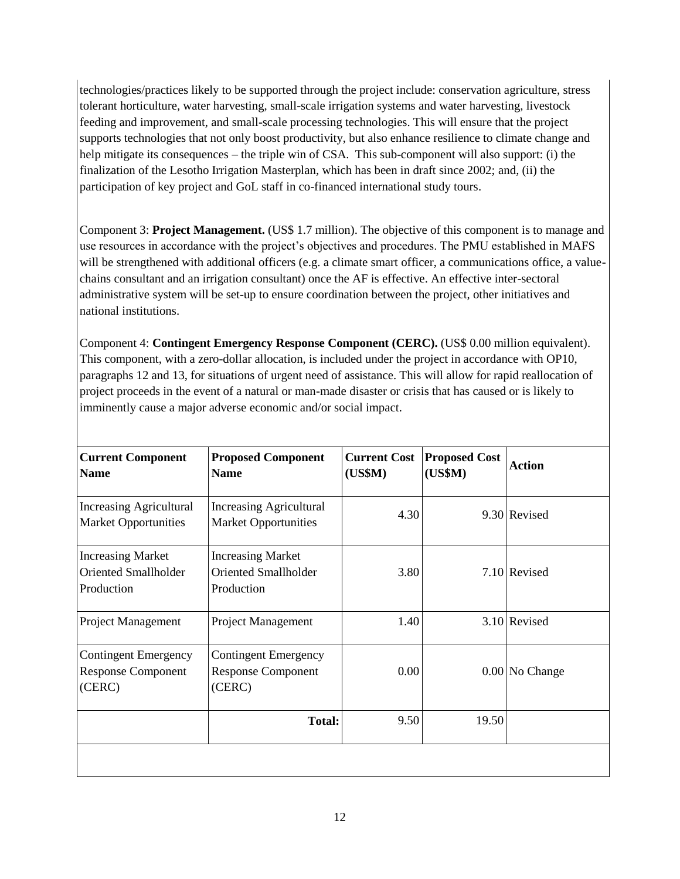technologies/practices likely to be supported through the project include: conservation agriculture, stress tolerant horticulture, water harvesting, small-scale irrigation systems and water harvesting, livestock feeding and improvement, and small-scale processing technologies. This will ensure that the project supports technologies that not only boost productivity, but also enhance resilience to climate change and help mitigate its consequences – the triple win of CSA. This sub-component will also support: (i) the finalization of the Lesotho Irrigation Masterplan, which has been in draft since 2002; and, (ii) the participation of key project and GoL staff in co-financed international study tours.

Component 3: **Project Management.** (US$ 1.7 million). The objective of this component is to manage and use resources in accordance with the project's objectives and procedures. The PMU established in MAFS will be strengthened with additional officers (e.g. a climate smart officer, a communications office, a value-chains consultant and an irrigation consultant) once the AF is effective. An effective inter-sectoral administrative system will be set-up to ensure coordination between the project, other initiatives and national institutions.

Component 4: **Contingent Emergency Response Component (CERC).** (US$ 0.00 million equivalent). This component, with a zero-dollar allocation, is included under the project in accordance with OP10, paragraphs 12 and 13, for situations of urgent need of assistance. This will allow for rapid reallocation of project proceeds in the event of a natural or man-made disaster or crisis that has caused or is likely to imminently cause a major adverse economic and/or social impact.

| Current Component Name | Proposed Component Name | Current Cost (US$M) | Proposed Cost (US$M) | Action |
|---|---|---|---|---|
| Increasing Agricultural Market Opportunities | Increasing Agricultural Market Opportunities | 4.30 | 9.30 | Revised |
| Increasing Market Oriented Smallholder Production | Increasing Market Oriented Smallholder Production | 3.80 | 7.10 | Revised |
| Project Management | Project Management | 1.40 | 3.10 | Revised |
| Contingent Emergency Response Component (CERC) | Contingent Emergency Response Component (CERC) | 0.00 | 0.00 | No Change |
| | **Total:** | 9.50 | 19.50 | |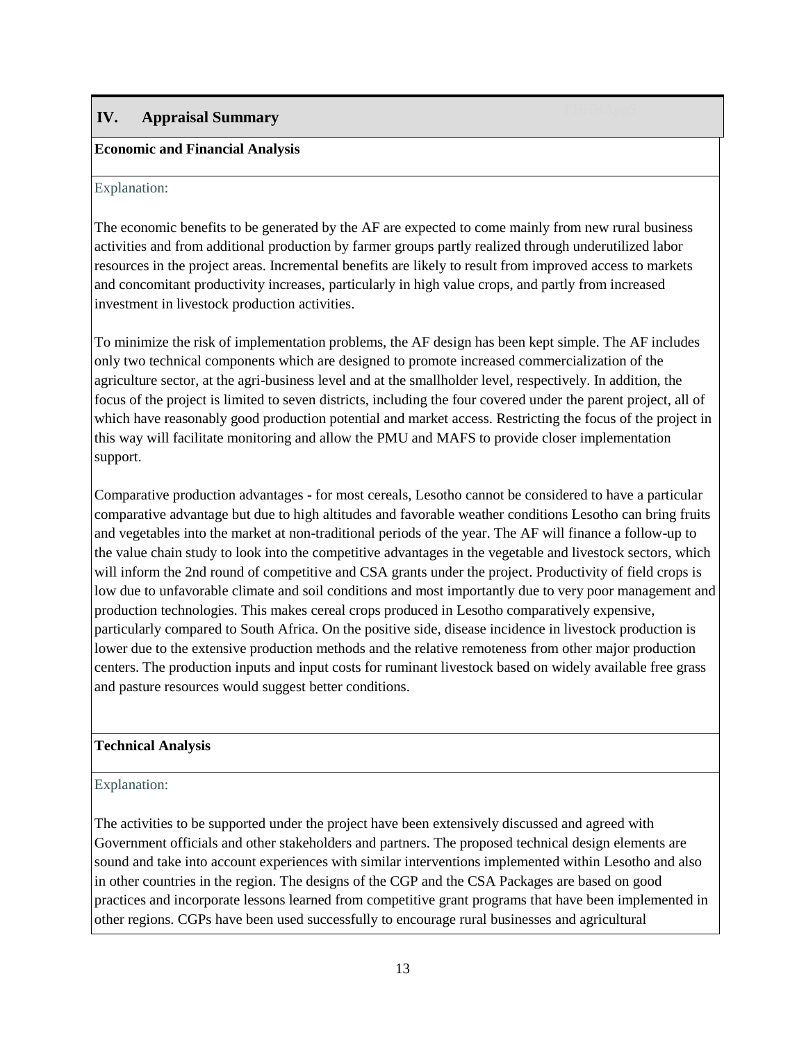## IV. Appraisal Summary

### Economic and Financial Analysis

Explanation:

The economic benefits to be generated by the AF are expected to come mainly from new rural business activities and from additional production by farmer groups partly realized through underutilized labor resources in the project areas. Incremental benefits are likely to result from improved access to markets and concomitant productivity increases, particularly in high value crops, and partly from increased investment in livestock production activities.

To minimize the risk of implementation problems, the AF design has been kept simple. The AF includes only two technical components which are designed to promote increased commercialization of the agriculture sector, at the agri-business level and at the smallholder level, respectively. In addition, the focus of the project is limited to seven districts, including the four covered under the parent project, all of which have reasonably good production potential and market access. Restricting the focus of the project in this way will facilitate monitoring and allow the PMU and MAFS to provide closer implementation support.

Comparative production advantages - for most cereals, Lesotho cannot be considered to have a particular comparative advantage but due to high altitudes and favorable weather conditions Lesotho can bring fruits and vegetables into the market at non-traditional periods of the year. The AF will finance a follow-up to the value chain study to look into the competitive advantages in the vegetable and livestock sectors, which will inform the 2nd round of competitive and CSA grants under the project. Productivity of field crops is low due to unfavorable climate and soil conditions and most importantly due to very poor management and production technologies. This makes cereal crops produced in Lesotho comparatively expensive, particularly compared to South Africa. On the positive side, disease incidence in livestock production is lower due to the extensive production methods and the relative remoteness from other major production centers. The production inputs and input costs for ruminant livestock based on widely available free grass and pasture resources would suggest better conditions.

### Technical Analysis

Explanation:

The activities to be supported under the project have been extensively discussed and agreed with Government officials and other stakeholders and partners. The proposed technical design elements are sound and take into account experiences with similar interventions implemented within Lesotho and also in other countries in the region. The designs of the CGP and the CSA Packages are based on good practices and incorporate lessons learned from competitive grant programs that have been implemented in other regions. CGPs have been used successfully to encourage rural businesses and agricultural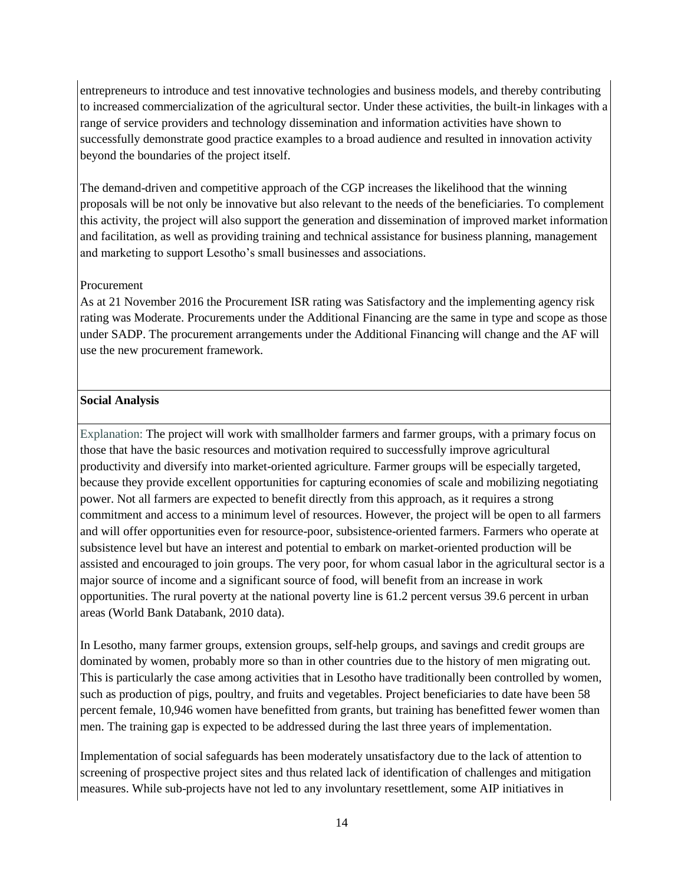entrepreneurs to introduce and test innovative technologies and business models, and thereby contributing to increased commercialization of the agricultural sector. Under these activities, the built-in linkages with a range of service providers and technology dissemination and information activities have shown to successfully demonstrate good practice examples to a broad audience and resulted in innovation activity beyond the boundaries of the project itself.

The demand-driven and competitive approach of the CGP increases the likelihood that the winning proposals will be not only be innovative but also relevant to the needs of the beneficiaries. To complement this activity, the project will also support the generation and dissemination of improved market information and facilitation, as well as providing training and technical assistance for business planning, management and marketing to support Lesotho's small businesses and associations.

Procurement

As at 21 November 2016 the Procurement ISR rating was Satisfactory and the implementing agency risk rating was Moderate. Procurements under the Additional Financing are the same in type and scope as those under SADP. The procurement arrangements under the Additional Financing will change and the AF will use the new procurement framework.

**Social Analysis**

Explanation: The project will work with smallholder farmers and farmer groups, with a primary focus on those that have the basic resources and motivation required to successfully improve agricultural productivity and diversify into market-oriented agriculture. Farmer groups will be especially targeted, because they provide excellent opportunities for capturing economies of scale and mobilizing negotiating power. Not all farmers are expected to benefit directly from this approach, as it requires a strong commitment and access to a minimum level of resources. However, the project will be open to all farmers and will offer opportunities even for resource-poor, subsistence-oriented farmers. Farmers who operate at subsistence level but have an interest and potential to embark on market-oriented production will be assisted and encouraged to join groups. The very poor, for whom casual labor in the agricultural sector is a major source of income and a significant source of food, will benefit from an increase in work opportunities. The rural poverty at the national poverty line is 61.2 percent versus 39.6 percent in urban areas (World Bank Databank, 2010 data).

In Lesotho, many farmer groups, extension groups, self-help groups, and savings and credit groups are dominated by women, probably more so than in other countries due to the history of men migrating out. This is particularly the case among activities that in Lesotho have traditionally been controlled by women, such as production of pigs, poultry, and fruits and vegetables. Project beneficiaries to date have been 58 percent female, 10,946 women have benefitted from grants, but training has benefitted fewer women than men. The training gap is expected to be addressed during the last three years of implementation.

Implementation of social safeguards has been moderately unsatisfactory due to the lack of attention to screening of prospective project sites and thus related lack of identification of challenges and mitigation measures. While sub-projects have not led to any involuntary resettlement, some AIP initiatives in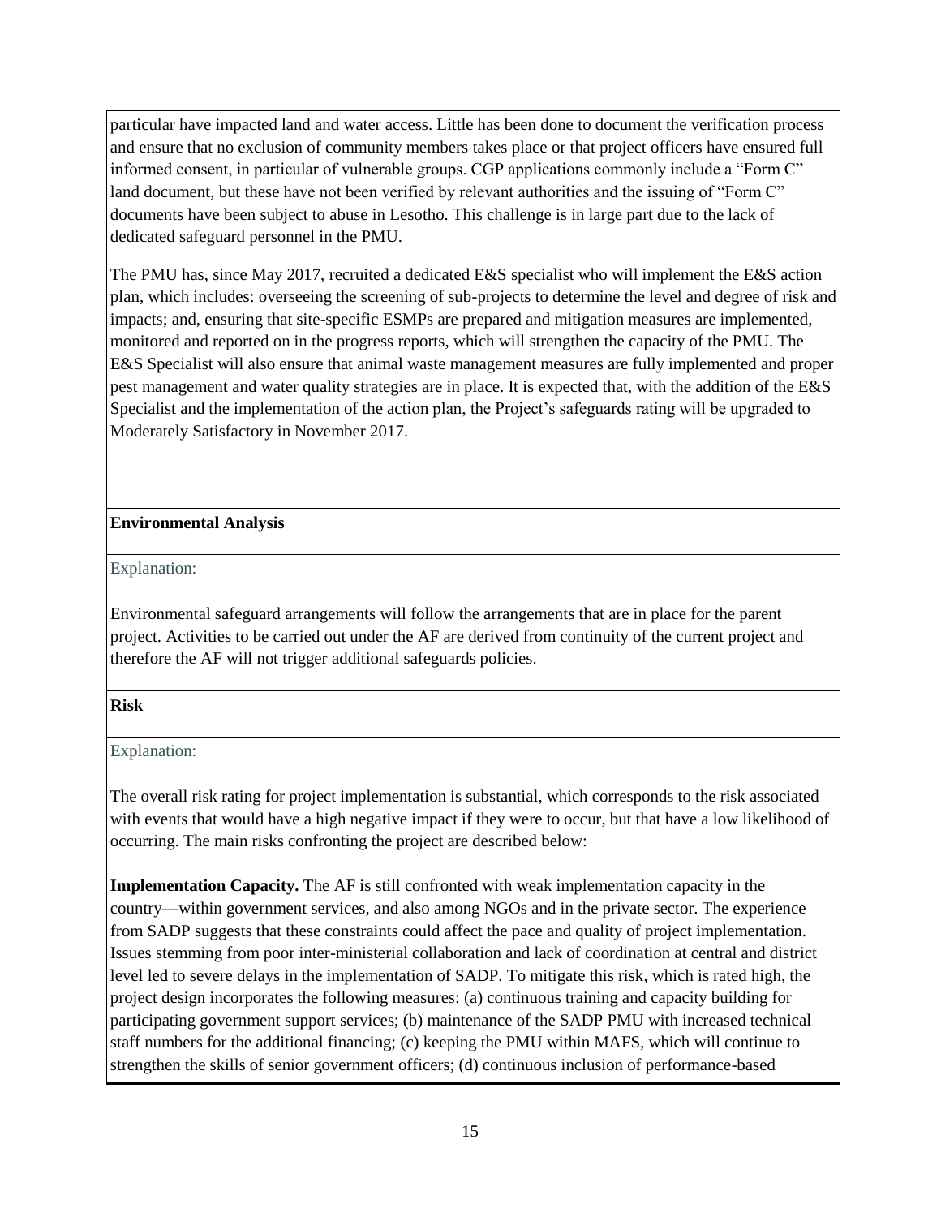particular have impacted land and water access. Little has been done to document the verification process and ensure that no exclusion of community members takes place or that project officers have ensured full informed consent, in particular of vulnerable groups. CGP applications commonly include a "Form C" land document, but these have not been verified by relevant authorities and the issuing of "Form C" documents have been subject to abuse in Lesotho. This challenge is in large part due to the lack of dedicated safeguard personnel in the PMU.

The PMU has, since May 2017, recruited a dedicated E&S specialist who will implement the E&S action plan, which includes: overseeing the screening of sub-projects to determine the level and degree of risk and impacts; and, ensuring that site-specific ESMPs are prepared and mitigation measures are implemented, monitored and reported on in the progress reports, which will strengthen the capacity of the PMU. The E&S Specialist will also ensure that animal waste management measures are fully implemented and proper pest management and water quality strategies are in place. It is expected that, with the addition of the E&S Specialist and the implementation of the action plan, the Project's safeguards rating will be upgraded to Moderately Satisfactory in November 2017.

**Environmental Analysis**

Explanation:

Environmental safeguard arrangements will follow the arrangements that are in place for the parent project. Activities to be carried out under the AF are derived from continuity of the current project and therefore the AF will not trigger additional safeguards policies.

**Risk**

Explanation:

The overall risk rating for project implementation is substantial, which corresponds to the risk associated with events that would have a high negative impact if they were to occur, but that have a low likelihood of occurring. The main risks confronting the project are described below:

**Implementation Capacity.** The AF is still confronted with weak implementation capacity in the country—within government services, and also among NGOs and in the private sector. The experience from SADP suggests that these constraints could affect the pace and quality of project implementation. Issues stemming from poor inter-ministerial collaboration and lack of coordination at central and district level led to severe delays in the implementation of SADP. To mitigate this risk, which is rated high, the project design incorporates the following measures: (a) continuous training and capacity building for participating government support services; (b) maintenance of the SADP PMU with increased technical staff numbers for the additional financing; (c) keeping the PMU within MAFS, which will continue to strengthen the skills of senior government officers; (d) continuous inclusion of performance-based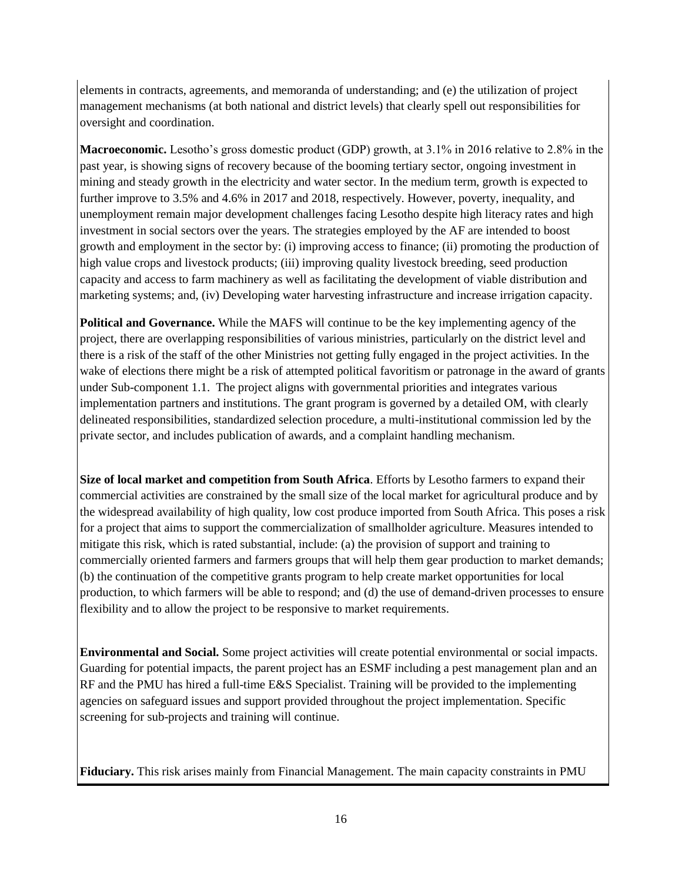elements in contracts, agreements, and memoranda of understanding; and (e) the utilization of project management mechanisms (at both national and district levels) that clearly spell out responsibilities for oversight and coordination.

**Macroeconomic.** Lesotho's gross domestic product (GDP) growth, at 3.1% in 2016 relative to 2.8% in the past year, is showing signs of recovery because of the booming tertiary sector, ongoing investment in mining and steady growth in the electricity and water sector. In the medium term, growth is expected to further improve to 3.5% and 4.6% in 2017 and 2018, respectively. However, poverty, inequality, and unemployment remain major development challenges facing Lesotho despite high literacy rates and high investment in social sectors over the years. The strategies employed by the AF are intended to boost growth and employment in the sector by: (i) improving access to finance; (ii) promoting the production of high value crops and livestock products; (iii) improving quality livestock breeding, seed production capacity and access to farm machinery as well as facilitating the development of viable distribution and marketing systems; and, (iv) Developing water harvesting infrastructure and increase irrigation capacity.

**Political and Governance.** While the MAFS will continue to be the key implementing agency of the project, there are overlapping responsibilities of various ministries, particularly on the district level and there is a risk of the staff of the other Ministries not getting fully engaged in the project activities. In the wake of elections there might be a risk of attempted political favoritism or patronage in the award of grants under Sub-component 1.1. The project aligns with governmental priorities and integrates various implementation partners and institutions. The grant program is governed by a detailed OM, with clearly delineated responsibilities, standardized selection procedure, a multi-institutional commission led by the private sector, and includes publication of awards, and a complaint handling mechanism.

**Size of local market and competition from South Africa**. Efforts by Lesotho farmers to expand their commercial activities are constrained by the small size of the local market for agricultural produce and by the widespread availability of high quality, low cost produce imported from South Africa. This poses a risk for a project that aims to support the commercialization of smallholder agriculture. Measures intended to mitigate this risk, which is rated substantial, include: (a) the provision of support and training to commercially oriented farmers and farmers groups that will help them gear production to market demands; (b) the continuation of the competitive grants program to help create market opportunities for local production, to which farmers will be able to respond; and (d) the use of demand-driven processes to ensure flexibility and to allow the project to be responsive to market requirements.

**Environmental and Social.** Some project activities will create potential environmental or social impacts. Guarding for potential impacts, the parent project has an ESMF including a pest management plan and an RF and the PMU has hired a full-time E&S Specialist. Training will be provided to the implementing agencies on safeguard issues and support provided throughout the project implementation. Specific screening for sub-projects and training will continue.

**Fiduciary.** This risk arises mainly from Financial Management. The main capacity constraints in PMU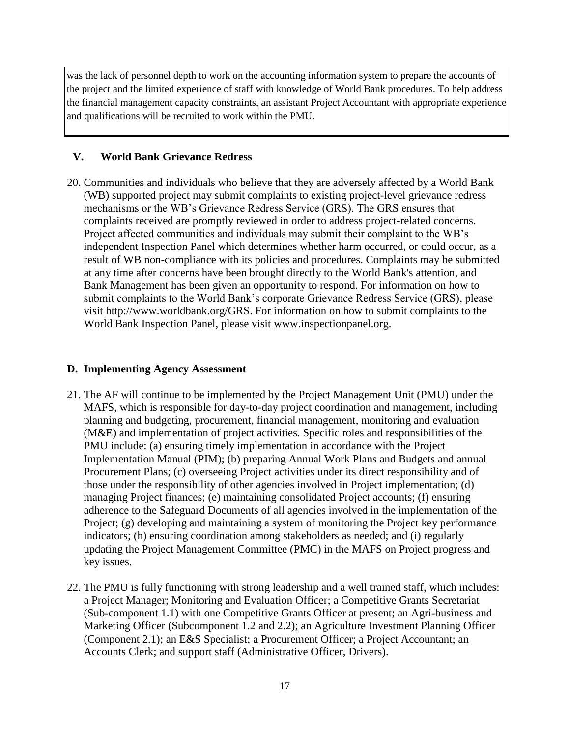was the lack of personnel depth to work on the accounting information system to prepare the accounts of the project and the limited experience of staff with knowledge of World Bank procedures. To help address the financial management capacity constraints, an assistant Project Accountant with appropriate experience and qualifications will be recruited to work within the PMU.

## V. World Bank Grievance Redress

20. Communities and individuals who believe that they are adversely affected by a World Bank (WB) supported project may submit complaints to existing project-level grievance redress mechanisms or the WB's Grievance Redress Service (GRS). The GRS ensures that complaints received are promptly reviewed in order to address project-related concerns. Project affected communities and individuals may submit their complaint to the WB's independent Inspection Panel which determines whether harm occurred, or could occur, as a result of WB non-compliance with its policies and procedures. Complaints may be submitted at any time after concerns have been brought directly to the World Bank's attention, and Bank Management has been given an opportunity to respond. For information on how to submit complaints to the World Bank's corporate Grievance Redress Service (GRS), please visit http://www.worldbank.org/GRS. For information on how to submit complaints to the World Bank Inspection Panel, please visit www.inspectionpanel.org.

## D. Implementing Agency Assessment

21. The AF will continue to be implemented by the Project Management Unit (PMU) under the MAFS, which is responsible for day-to-day project coordination and management, including planning and budgeting, procurement, financial management, monitoring and evaluation (M&E) and implementation of project activities. Specific roles and responsibilities of the PMU include: (a) ensuring timely implementation in accordance with the Project Implementation Manual (PIM); (b) preparing Annual Work Plans and Budgets and annual Procurement Plans; (c) overseeing Project activities under its direct responsibility and of those under the responsibility of other agencies involved in Project implementation; (d) managing Project finances; (e) maintaining consolidated Project accounts; (f) ensuring adherence to the Safeguard Documents of all agencies involved in the implementation of the Project; (g) developing and maintaining a system of monitoring the Project key performance indicators; (h) ensuring coordination among stakeholders as needed; and (i) regularly updating the Project Management Committee (PMC) in the MAFS on Project progress and key issues.

22. The PMU is fully functioning with strong leadership and a well trained staff, which includes: a Project Manager; Monitoring and Evaluation Officer; a Competitive Grants Secretariat (Sub-component 1.1) with one Competitive Grants Officer at present; an Agri-business and Marketing Officer (Subcomponent 1.2 and 2.2); an Agriculture Investment Planning Officer (Component 2.1); an E&S Specialist; a Procurement Officer; a Project Accountant; an Accounts Clerk; and support staff (Administrative Officer, Drivers).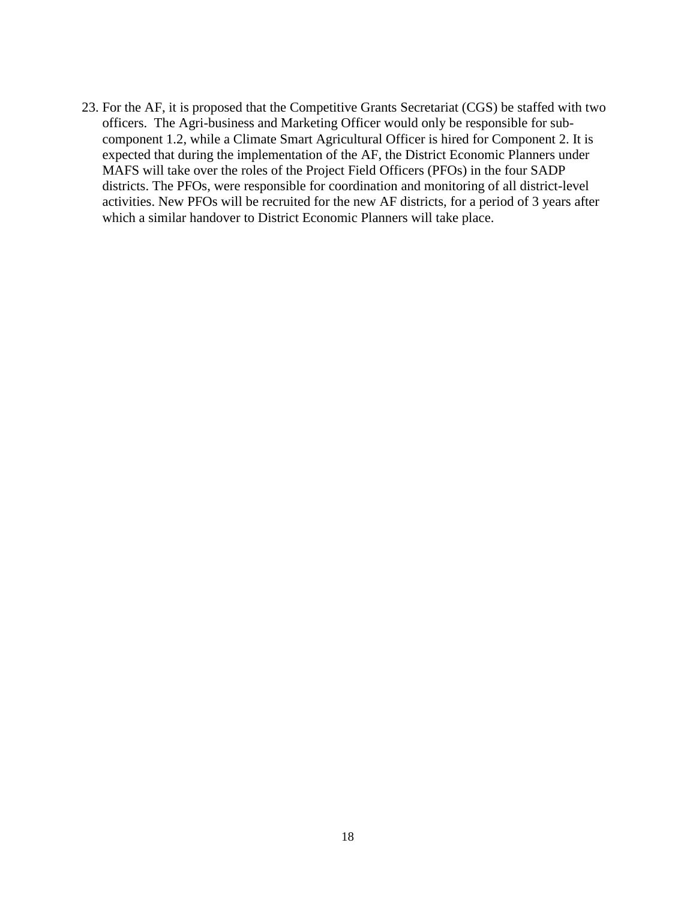23. For the AF, it is proposed that the Competitive Grants Secretariat (CGS) be staffed with two officers. The Agri-business and Marketing Officer would only be responsible for sub-component 1.2, while a Climate Smart Agricultural Officer is hired for Component 2. It is expected that during the implementation of the AF, the District Economic Planners under MAFS will take over the roles of the Project Field Officers (PFOs) in the four SADP districts. The PFOs, were responsible for coordination and monitoring of all district-level activities. New PFOs will be recruited for the new AF districts, for a period of 3 years after which a similar handover to District Economic Planners will take place.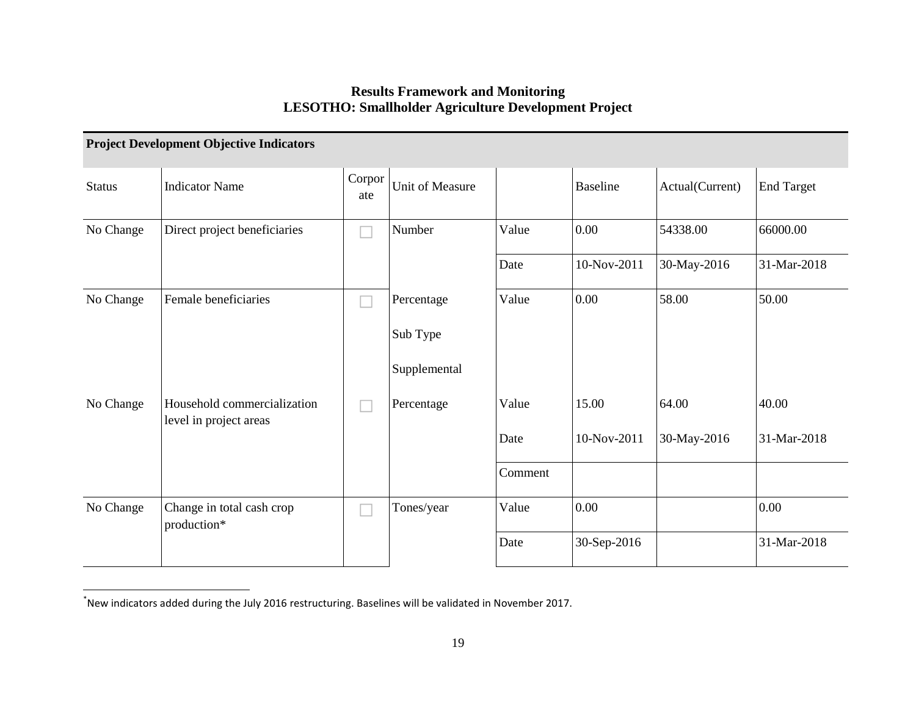**Results Framework and Monitoring**
**LESOTHO: Smallholder Agriculture Development Project**

**Project Development Objective Indicators**

| Status | Indicator Name | Corporate | Unit of Measure | | Baseline | Actual(Current) | End Target |
|---|---|---|---|---|---|---|---|
| No Change | Direct project beneficiaries | ☐ | Number | Value | 0.00 | 54338.00 | 66000.00 |
| | | | | Date | 10-Nov-2011 | 30-May-2016 | 31-Mar-2018 |
| No Change | Female beneficiaries | ☐ | Percentage | Value | 0.00 | 58.00 | 50.00 |
| | | | Sub Type | | | | |
| | | | Supplemental | | | | |
| No Change | Household commercialization level in project areas | ☐ | Percentage | Value | 15.00 | 64.00 | 40.00 |
| | | | | Date | 10-Nov-2011 | 30-May-2016 | 31-Mar-2018 |
| | | | | Comment | | | |
| No Change | Change in total cash crop production* | ☐ | Tones/year | Value | 0.00 | | 0.00 |
| | | | | Date | 30-Sep-2016 | | 31-Mar-2018 |

*New indicators added during the July 2016 restructuring. Baselines will be validated in November 2017.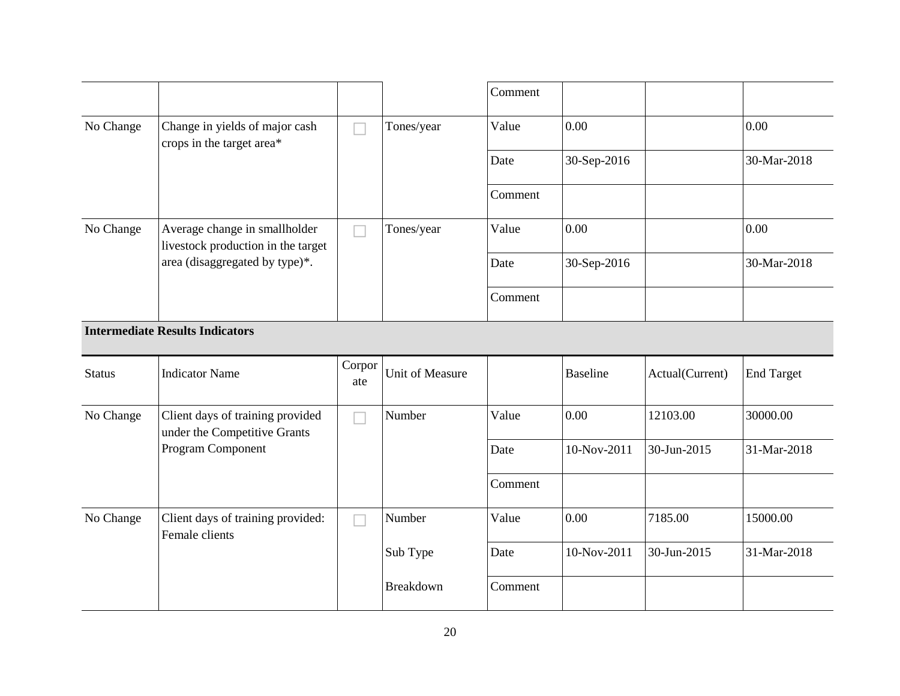| | | | | Comment | | | |
|---|---|---|---|---|---|---|---|
| No Change | Change in yields of major cash crops in the target area* | ☐ | Tones/year | Value | 0.00 | | 0.00 |
| | | | | Date | 30-Sep-2016 | | 30-Mar-2018 |
| | | | | Comment | | | |
| No Change | Average change in smallholder livestock production in the target area (disaggregated by type)*. | ☐ | Tones/year | Value | 0.00 | | 0.00 |
| | | | | Date | 30-Sep-2016 | | 30-Mar-2018 |
| | | | | Comment | | | |

**Intermediate Results Indicators**

| Status | Indicator Name | Corporate | Unit of Measure | | Baseline | Actual(Current) | End Target |
|---|---|---|---|---|---|---|---|
| No Change | Client days of training provided under the Competitive Grants Program Component | ☐ | Number | Value | 0.00 | 12103.00 | 30000.00 |
| | | | | Date | 10-Nov-2011 | 30-Jun-2015 | 31-Mar-2018 |
| | | | | Comment | | | |
| No Change | Client days of training provided: Female clients | ☐ | Number | Value | 0.00 | 7185.00 | 15000.00 |
| | | | Sub Type | Date | 10-Nov-2011 | 30-Jun-2015 | 31-Mar-2018 |
| | | | Breakdown | Comment | | | |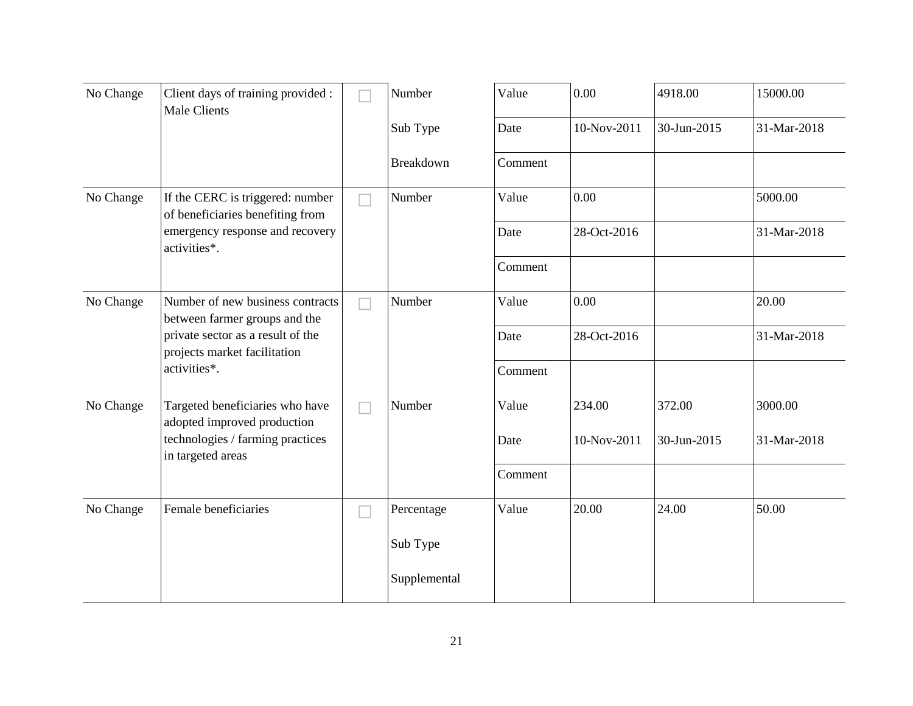| | | | | | | | |
|---|---|---|---|---|---|---|---|
| No Change | Client days of training provided : Male Clients | ☐ | Number | Value | 0.00 | 4918.00 | 15000.00 |
| | | | Sub Type | Date | 10-Nov-2011 | 30-Jun-2015 | 31-Mar-2018 |
| | | | Breakdown | Comment | | | |
| No Change | If the CERC is triggered: number of beneficiaries benefiting from emergency response and recovery activities*. | ☐ | Number | Value | 0.00 | | 5000.00 |
| | | | | Date | 28-Oct-2016 | | 31-Mar-2018 |
| | | | | Comment | | | |
| No Change | Number of new business contracts between farmer groups and the private sector as a result of the projects market facilitation activities*. | ☐ | Number | Value | 0.00 | | 20.00 |
| | | | | Date | 28-Oct-2016 | | 31-Mar-2018 |
| | | | | Comment | | | |
| No Change | Targeted beneficiaries who have adopted improved production technologies / farming practices in targeted areas | ☐ | Number | Value | 234.00 | 372.00 | 3000.00 |
| | | | | Date | 10-Nov-2011 | 30-Jun-2015 | 31-Mar-2018 |
| | | | | Comment | | | |
| No Change | Female beneficiaries | ☐ | Percentage | Value | 20.00 | 24.00 | 50.00 |
| | | | Sub Type | | | | |
| | | | Supplemental | | | | |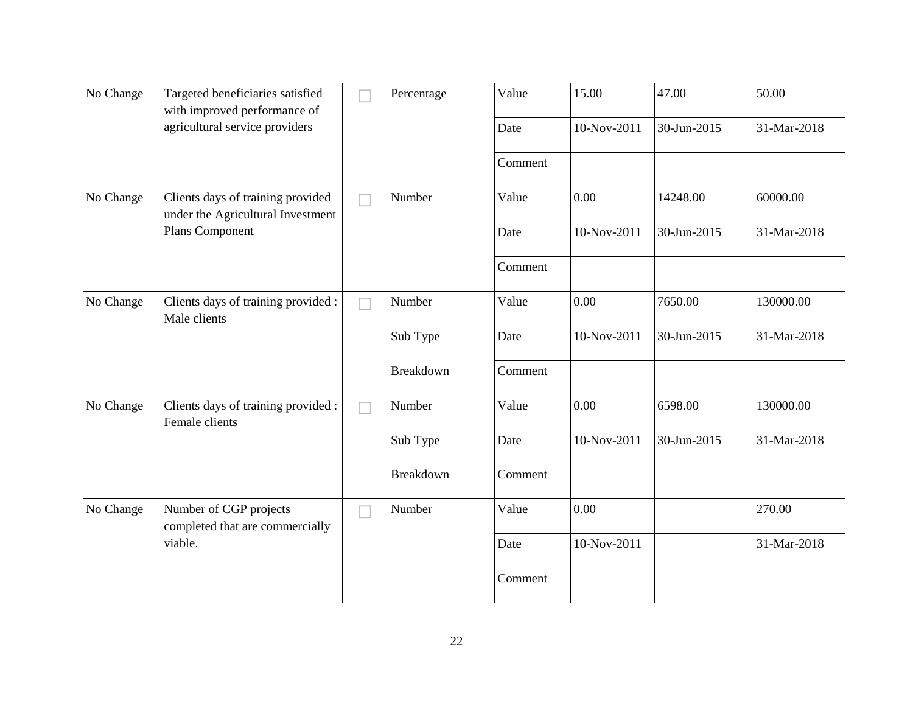| | | | | | | | |
|---|---|---|---|---|---|---|---|
| No Change | Targeted beneficiaries satisfied with improved performance of agricultural service providers | ☐ | Percentage | Value | 15.00 | 47.00 | 50.00 |
| | | | | Date | 10-Nov-2011 | 30-Jun-2015 | 31-Mar-2018 |
| | | | | Comment | | | |
| No Change | Clients days of training provided under the Agricultural Investment Plans Component | ☐ | Number | Value | 0.00 | 14248.00 | 60000.00 |
| | | | | Date | 10-Nov-2011 | 30-Jun-2015 | 31-Mar-2018 |
| | | | | Comment | | | |
| No Change | Clients days of training provided : Male clients | ☐ | Number | Value | 0.00 | 7650.00 | 130000.00 |
| | | | Sub Type | Date | 10-Nov-2011 | 30-Jun-2015 | 31-Mar-2018 |
| | | | Breakdown | Comment | | | |
| No Change | Clients days of training provided : Female clients | ☐ | Number | Value | 0.00 | 6598.00 | 130000.00 |
| | | | Sub Type | Date | 10-Nov-2011 | 30-Jun-2015 | 31-Mar-2018 |
| | | | Breakdown | Comment | | | |
| No Change | Number of CGP projects completed that are commercially viable. | ☐ | Number | Value | 0.00 | | 270.00 |
| | | | | Date | 10-Nov-2011 | | 31-Mar-2018 |
| | | | | Comment | | | |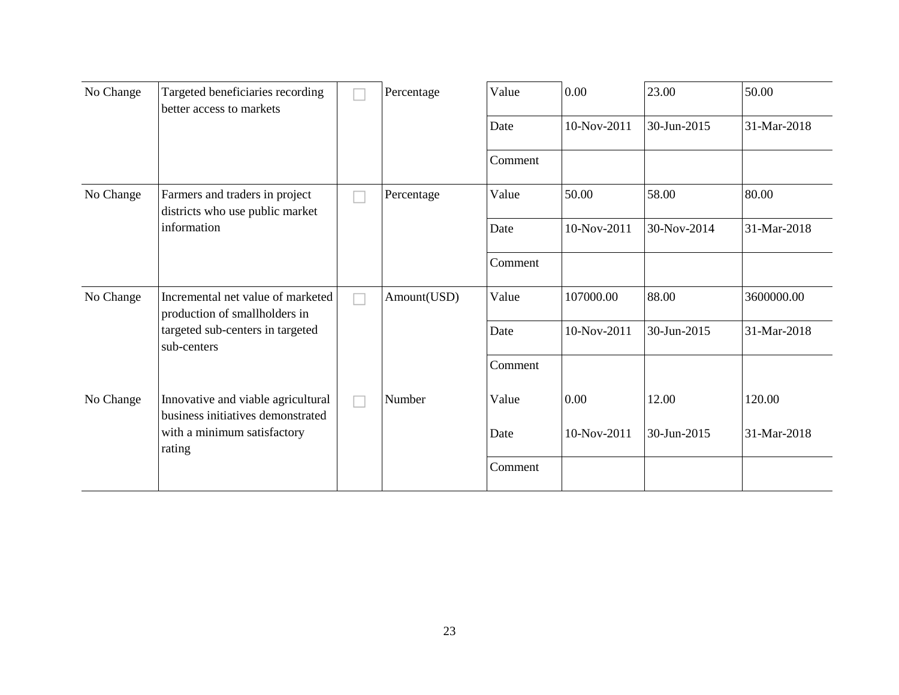| | | | | | | | |
|---|---|---|---|---|---|---|---|
| No Change | Targeted beneficiaries recording better access to markets | ☐ | Percentage | Value | 0.00 | 23.00 | 50.00 |
| | | | | Date | 10-Nov-2011 | 30-Jun-2015 | 31-Mar-2018 |
| | | | | Comment | | | |
| No Change | Farmers and traders in project districts who use public market information | ☐ | Percentage | Value | 50.00 | 58.00 | 80.00 |
| | | | | Date | 10-Nov-2011 | 30-Nov-2014 | 31-Mar-2018 |
| | | | | Comment | | | |
| No Change | Incremental net value of marketed production of smallholders in targeted sub-centers in targeted sub-centers | ☐ | Amount(USD) | Value | 107000.00 | 88.00 | 3600000.00 |
| | | | | Date | 10-Nov-2011 | 30-Jun-2015 | 31-Mar-2018 |
| | | | | Comment | | | |
| No Change | Innovative and viable agricultural business initiatives demonstrated with a minimum satisfactory rating | ☐ | Number | Value | 0.00 | 12.00 | 120.00 |
| | | | | Date | 10-Nov-2011 | 30-Jun-2015 | 31-Mar-2018 |
| | | | | Comment | | | |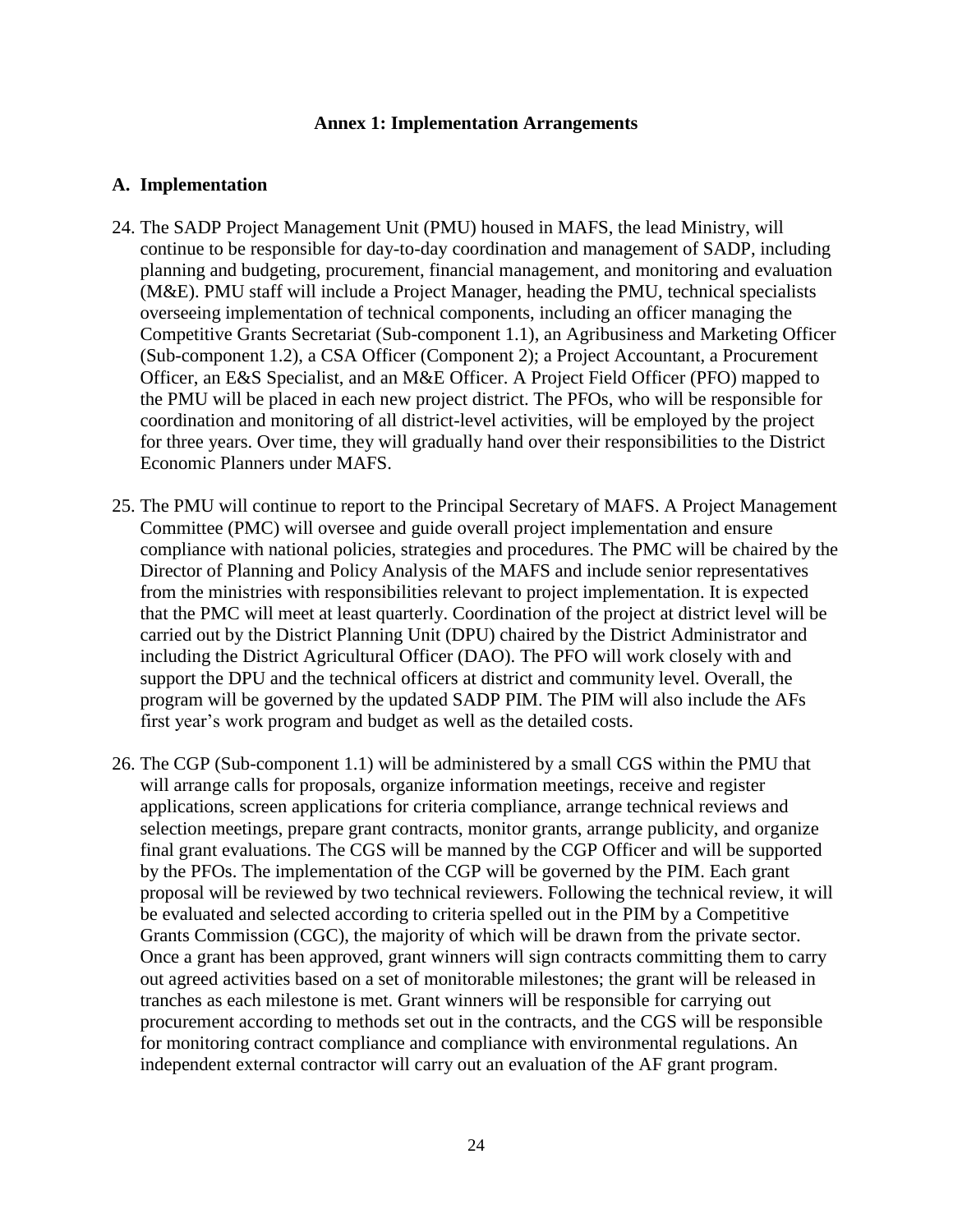## Annex 1: Implementation Arrangements

### A. Implementation

24. The SADP Project Management Unit (PMU) housed in MAFS, the lead Ministry, will continue to be responsible for day-to-day coordination and management of SADP, including planning and budgeting, procurement, financial management, and monitoring and evaluation (M&E). PMU staff will include a Project Manager, heading the PMU, technical specialists overseeing implementation of technical components, including an officer managing the Competitive Grants Secretariat (Sub-component 1.1), an Agribusiness and Marketing Officer (Sub-component 1.2), a CSA Officer (Component 2); a Project Accountant, a Procurement Officer, an E&S Specialist, and an M&E Officer. A Project Field Officer (PFO) mapped to the PMU will be placed in each new project district. The PFOs, who will be responsible for coordination and monitoring of all district-level activities, will be employed by the project for three years. Over time, they will gradually hand over their responsibilities to the District Economic Planners under MAFS.

25. The PMU will continue to report to the Principal Secretary of MAFS. A Project Management Committee (PMC) will oversee and guide overall project implementation and ensure compliance with national policies, strategies and procedures. The PMC will be chaired by the Director of Planning and Policy Analysis of the MAFS and include senior representatives from the ministries with responsibilities relevant to project implementation. It is expected that the PMC will meet at least quarterly. Coordination of the project at district level will be carried out by the District Planning Unit (DPU) chaired by the District Administrator and including the District Agricultural Officer (DAO). The PFO will work closely with and support the DPU and the technical officers at district and community level. Overall, the program will be governed by the updated SADP PIM. The PIM will also include the AFs first year's work program and budget as well as the detailed costs.

26. The CGP (Sub-component 1.1) will be administered by a small CGS within the PMU that will arrange calls for proposals, organize information meetings, receive and register applications, screen applications for criteria compliance, arrange technical reviews and selection meetings, prepare grant contracts, monitor grants, arrange publicity, and organize final grant evaluations. The CGS will be manned by the CGP Officer and will be supported by the PFOs. The implementation of the CGP will be governed by the PIM. Each grant proposal will be reviewed by two technical reviewers. Following the technical review, it will be evaluated and selected according to criteria spelled out in the PIM by a Competitive Grants Commission (CGC), the majority of which will be drawn from the private sector. Once a grant has been approved, grant winners will sign contracts committing them to carry out agreed activities based on a set of monitorable milestones; the grant will be released in tranches as each milestone is met. Grant winners will be responsible for carrying out procurement according to methods set out in the contracts, and the CGS will be responsible for monitoring contract compliance and compliance with environmental regulations. An independent external contractor will carry out an evaluation of the AF grant program.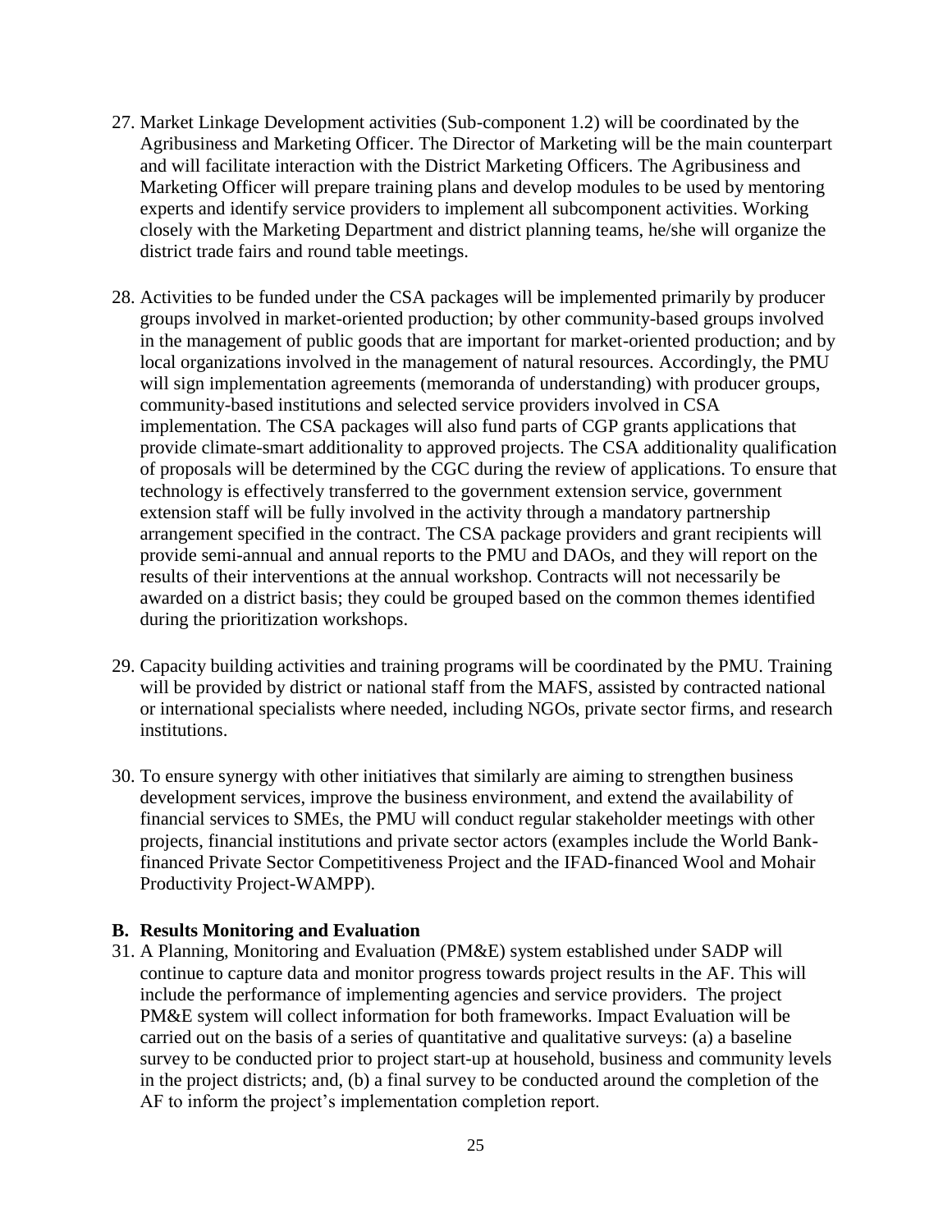27. Market Linkage Development activities (Sub-component 1.2) will be coordinated by the Agribusiness and Marketing Officer. The Director of Marketing will be the main counterpart and will facilitate interaction with the District Marketing Officers. The Agribusiness and Marketing Officer will prepare training plans and develop modules to be used by mentoring experts and identify service providers to implement all subcomponent activities. Working closely with the Marketing Department and district planning teams, he/she will organize the district trade fairs and round table meetings.

28. Activities to be funded under the CSA packages will be implemented primarily by producer groups involved in market-oriented production; by other community-based groups involved in the management of public goods that are important for market-oriented production; and by local organizations involved in the management of natural resources. Accordingly, the PMU will sign implementation agreements (memoranda of understanding) with producer groups, community-based institutions and selected service providers involved in CSA implementation. The CSA packages will also fund parts of CGP grants applications that provide climate-smart additionality to approved projects. The CSA additionality qualification of proposals will be determined by the CGC during the review of applications. To ensure that technology is effectively transferred to the government extension service, government extension staff will be fully involved in the activity through a mandatory partnership arrangement specified in the contract. The CSA package providers and grant recipients will provide semi-annual and annual reports to the PMU and DAOs, and they will report on the results of their interventions at the annual workshop. Contracts will not necessarily be awarded on a district basis; they could be grouped based on the common themes identified during the prioritization workshops.

29. Capacity building activities and training programs will be coordinated by the PMU. Training will be provided by district or national staff from the MAFS, assisted by contracted national or international specialists where needed, including NGOs, private sector firms, and research institutions.

30. To ensure synergy with other initiatives that similarly are aiming to strengthen business development services, improve the business environment, and extend the availability of financial services to SMEs, the PMU will conduct regular stakeholder meetings with other projects, financial institutions and private sector actors (examples include the World Bank-financed Private Sector Competitiveness Project and the IFAD-financed Wool and Mohair Productivity Project-WAMPP).

## B. Results Monitoring and Evaluation

31. A Planning, Monitoring and Evaluation (PM&E) system established under SADP will continue to capture data and monitor progress towards project results in the AF. This will include the performance of implementing agencies and service providers. The project PM&E system will collect information for both frameworks. Impact Evaluation will be carried out on the basis of a series of quantitative and qualitative surveys: (a) a baseline survey to be conducted prior to project start-up at household, business and community levels in the project districts; and, (b) a final survey to be conducted around the completion of the AF to inform the project's implementation completion report.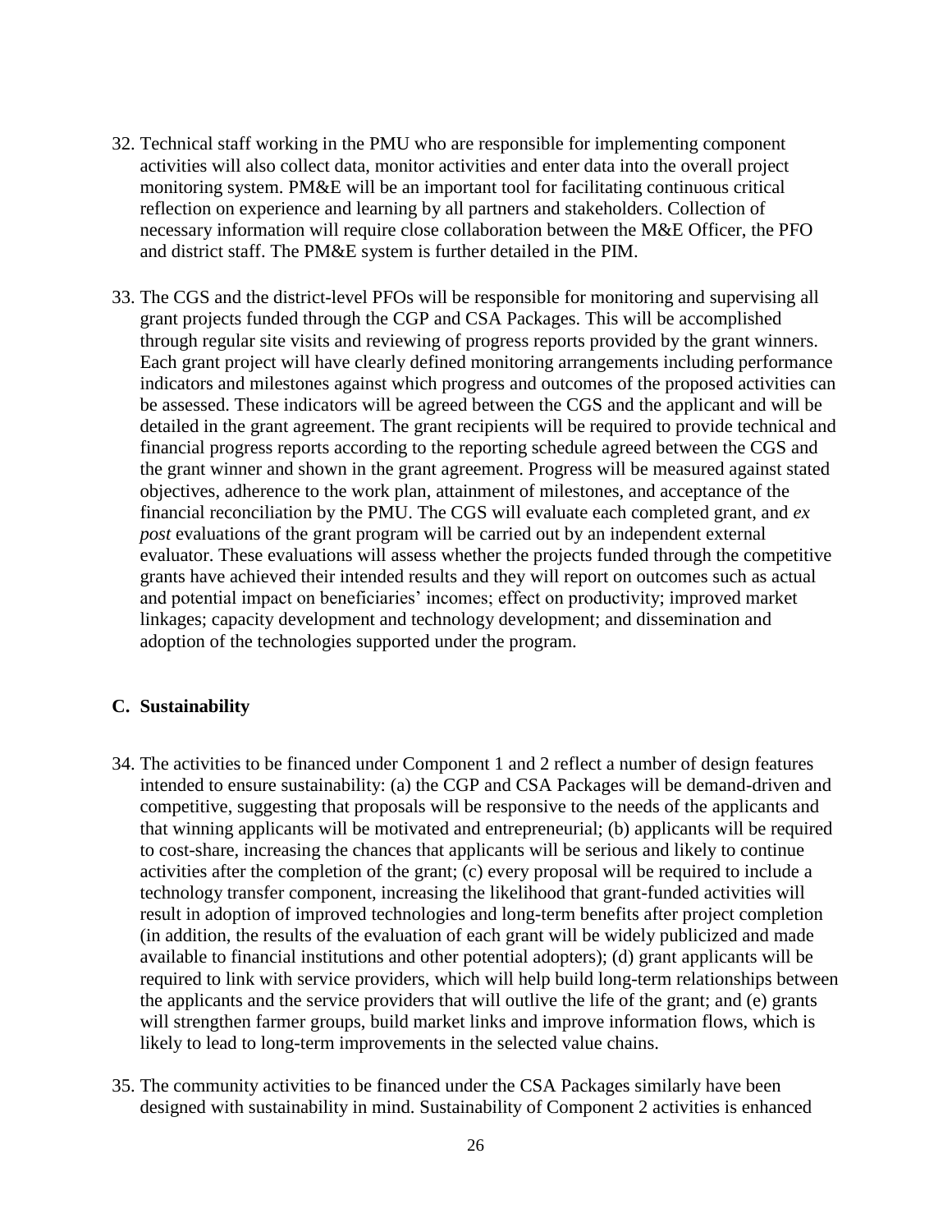32. Technical staff working in the PMU who are responsible for implementing component activities will also collect data, monitor activities and enter data into the overall project monitoring system. PM&E will be an important tool for facilitating continuous critical reflection on experience and learning by all partners and stakeholders. Collection of necessary information will require close collaboration between the M&E Officer, the PFO and district staff. The PM&E system is further detailed in the PIM.

33. The CGS and the district-level PFOs will be responsible for monitoring and supervising all grant projects funded through the CGP and CSA Packages. This will be accomplished through regular site visits and reviewing of progress reports provided by the grant winners. Each grant project will have clearly defined monitoring arrangements including performance indicators and milestones against which progress and outcomes of the proposed activities can be assessed. These indicators will be agreed between the CGS and the applicant and will be detailed in the grant agreement. The grant recipients will be required to provide technical and financial progress reports according to the reporting schedule agreed between the CGS and the grant winner and shown in the grant agreement. Progress will be measured against stated objectives, adherence to the work plan, attainment of milestones, and acceptance of the financial reconciliation by the PMU. The CGS will evaluate each completed grant, and *ex post* evaluations of the grant program will be carried out by an independent external evaluator. These evaluations will assess whether the projects funded through the competitive grants have achieved their intended results and they will report on outcomes such as actual and potential impact on beneficiaries' incomes; effect on productivity; improved market linkages; capacity development and technology development; and dissemination and adoption of the technologies supported under the program.

## C. Sustainability

34. The activities to be financed under Component 1 and 2 reflect a number of design features intended to ensure sustainability: (a) the CGP and CSA Packages will be demand-driven and competitive, suggesting that proposals will be responsive to the needs of the applicants and that winning applicants will be motivated and entrepreneurial; (b) applicants will be required to cost-share, increasing the chances that applicants will be serious and likely to continue activities after the completion of the grant; (c) every proposal will be required to include a technology transfer component, increasing the likelihood that grant-funded activities will result in adoption of improved technologies and long-term benefits after project completion (in addition, the results of the evaluation of each grant will be widely publicized and made available to financial institutions and other potential adopters); (d) grant applicants will be required to link with service providers, which will help build long-term relationships between the applicants and the service providers that will outlive the life of the grant; and (e) grants will strengthen farmer groups, build market links and improve information flows, which is likely to lead to long-term improvements in the selected value chains.

35. The community activities to be financed under the CSA Packages similarly have been designed with sustainability in mind. Sustainability of Component 2 activities is enhanced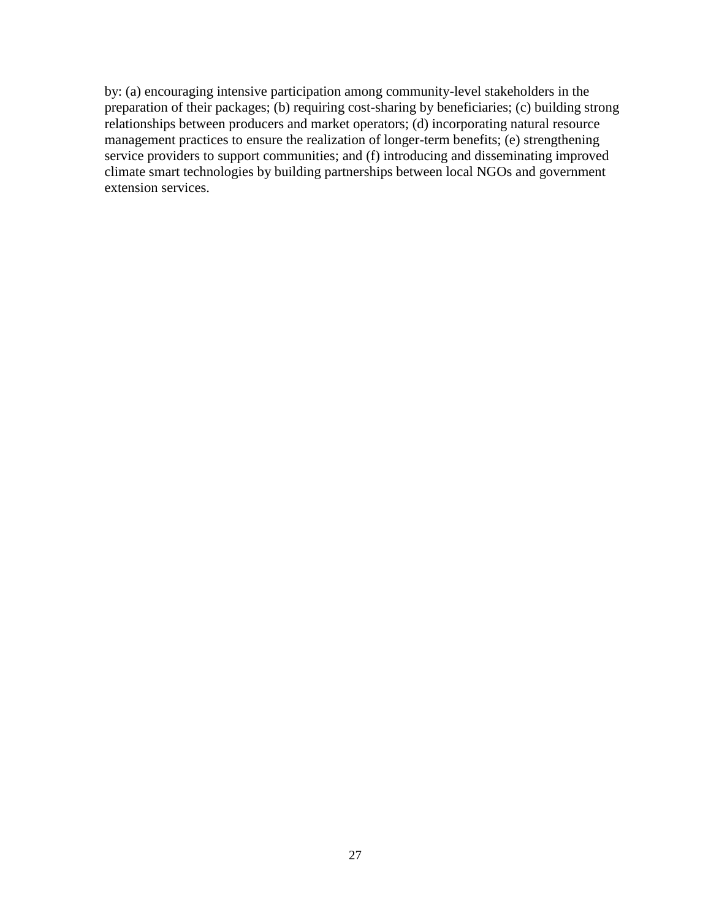by: (a) encouraging intensive participation among community-level stakeholders in the preparation of their packages; (b) requiring cost-sharing by beneficiaries; (c) building strong relationships between producers and market operators; (d) incorporating natural resource management practices to ensure the realization of longer-term benefits; (e) strengthening service providers to support communities; and (f) introducing and disseminating improved climate smart technologies by building partnerships between local NGOs and government extension services.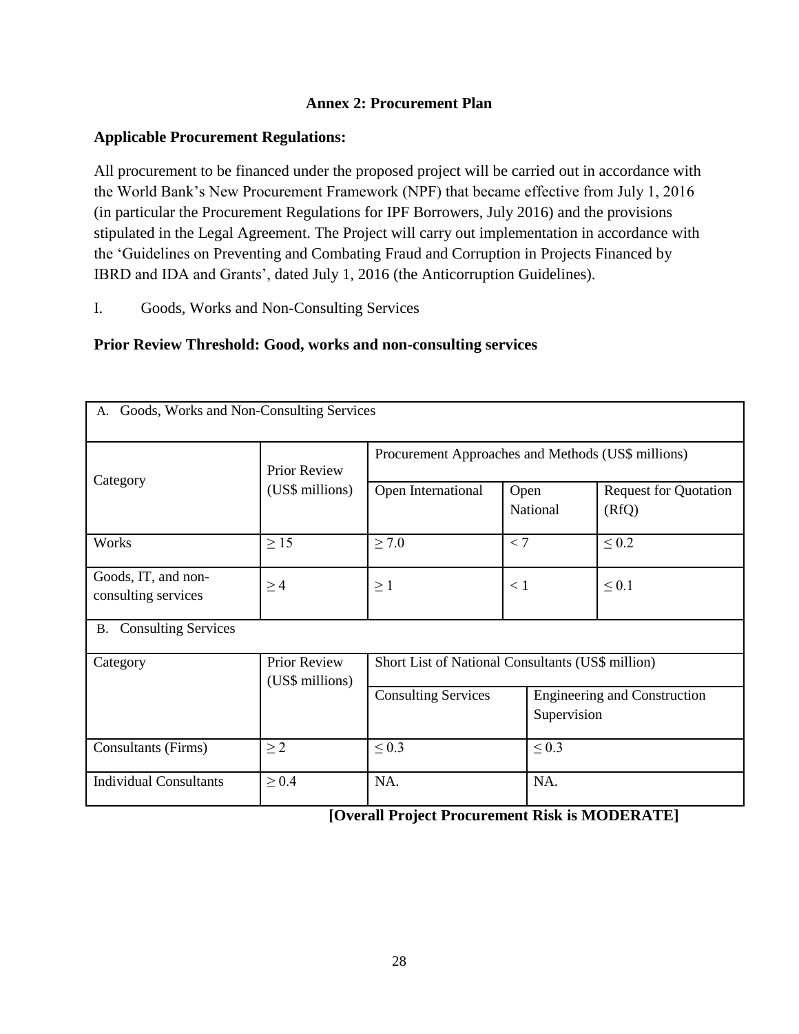## Annex 2: Procurement Plan

**Applicable Procurement Regulations:**

All procurement to be financed under the proposed project will be carried out in accordance with the World Bank's New Procurement Framework (NPF) that became effective from July 1, 2016 (in particular the Procurement Regulations for IPF Borrowers, July 2016) and the provisions stipulated in the Legal Agreement. The Project will carry out implementation in accordance with the 'Guidelines on Preventing and Combating Fraud and Corruption in Projects Financed by IBRD and IDA and Grants', dated July 1, 2016 (the Anticorruption Guidelines).

I. Goods, Works and Non-Consulting Services

**Prior Review Threshold: Good, works and non-consulting services**

| A. Goods, Works and Non-Consulting Services | | | | |
|---|---|---|---|---|
| Category | Prior Review (US$ millions) | Procurement Approaches and Methods (US$ millions) | | |
| | | Open International | Open National | Request for Quotation (RfQ) |
| Works | ≥ 15 | ≥ 7.0 | < 7 | ≤ 0.2 |
| Goods, IT, and non-consulting services | ≥ 4 | ≥ 1 | < 1 | ≤ 0.1 |

| B. Consulting Services | | | |
|---|---|---|---|
| Category | Prior Review (US$ millions) | Short List of National Consultants (US$ million) | |
| | | Consulting Services | Engineering and Construction Supervision |
| Consultants (Firms) | ≥ 2 | ≤ 0.3 | ≤ 0.3 |
| Individual Consultants | ≥ 0.4 | NA. | NA. |

**[Overall Project Procurement Risk is MODERATE]**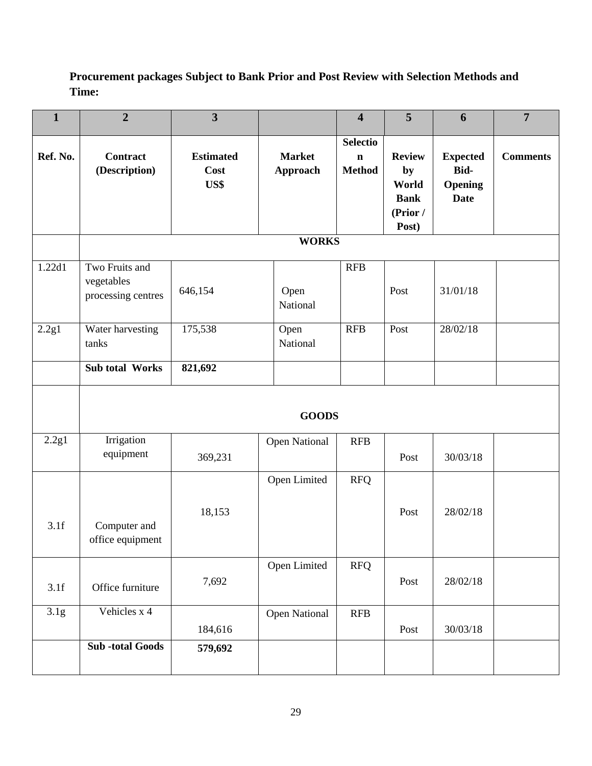**Procurement packages Subject to Bank Prior and Post Review with Selection Methods and Time:**

| 1 | 2 | 3 | | 4 | 5 | 6 | 7 |
|---|---|---|---|---|---|---|---|
| Ref. No. | Contract (Description) | Estimated Cost US$ | Market Approach | Selection Method | Review by World Bank (Prior / Post) | Expected Bid-Opening Date | Comments |
| | **WORKS** | | | | | | |
| 1.22d1 | Two Fruits and vegetables processing centres | 646,154 | Open National | RFB | Post | 31/01/18 | |
| 2.2g1 | Water harvesting tanks | 175,538 | Open National | RFB | Post | 28/02/18 | |
| | **Sub total Works** | **821,692** | | | | | |
| | **GOODS** | | | | | | |
| 2.2g1 | Irrigation equipment | 369,231 | Open National | RFB | Post | 30/03/18 | |
| 3.1f | Computer and office equipment | 18,153 | Open Limited | RFQ | Post | 28/02/18 | |
| 3.1f | Office furniture | 7,692 | Open Limited | RFQ | Post | 28/02/18 | |
| 3.1g | Vehicles x 4 | 184,616 | Open National | RFB | Post | 30/03/18 | |
| | **Sub -total Goods** | **579,692** | | | | | |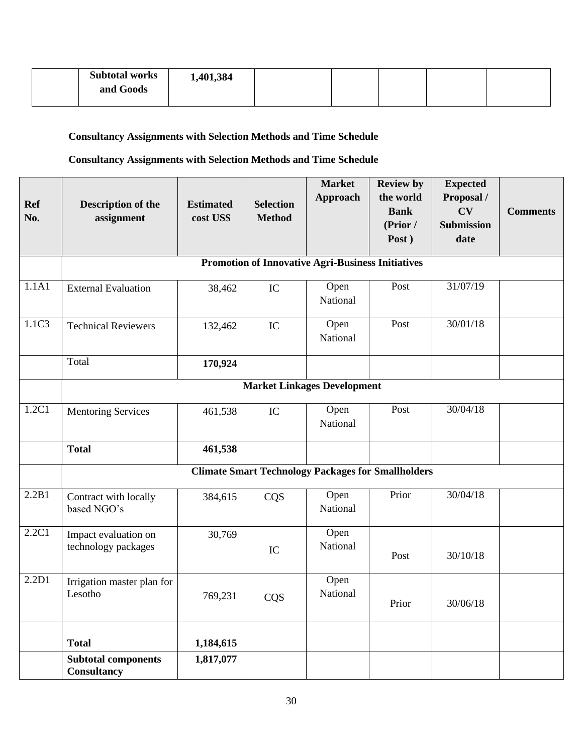| | Subtotal works and Goods | 1,401,384 | | | | | |
|---|---|---|---|---|---|---|---|

**Consultancy Assignments with Selection Methods and Time Schedule**

**Consultancy Assignments with Selection Methods and Time Schedule**

| Ref No. | Description of the assignment | Estimated cost US$ | Selection Method | Market Approach | Review by the world Bank (Prior / Post ) | Expected Proposal / CV Submission date | Comments |
|---|---|---|---|---|---|---|---|
| | **Promotion of Innovative Agri-Business Initiatives** | | | | | | |
| 1.1A1 | External Evaluation | 38,462 | IC | Open National | Post | 31/07/19 | |
| 1.1C3 | Technical Reviewers | 132,462 | IC | Open National | Post | 30/01/18 | |
| | Total | **170,924** | | | | | |
| | **Market Linkages Development** | | | | | | |
| 1.2C1 | Mentoring Services | 461,538 | IC | Open National | Post | 30/04/18 | |
| | **Total** | **461,538** | | | | | |
| | **Climate Smart Technology Packages for Smallholders** | | | | | | |
| 2.2B1 | Contract with locally based NGO's | 384,615 | CQS | Open National | Prior | 30/04/18 | |
| 2.2C1 | Impact evaluation on technology packages | 30,769 | IC | Open National | Post | 30/10/18 | |
| 2.2D1 | Irrigation master plan for Lesotho | 769,231 | CQS | Open National | Prior | 30/06/18 | |
| | **Total** | **1,184,615** | | | | | |
| | **Subtotal components Consultancy** | **1,817,077** | | | | | |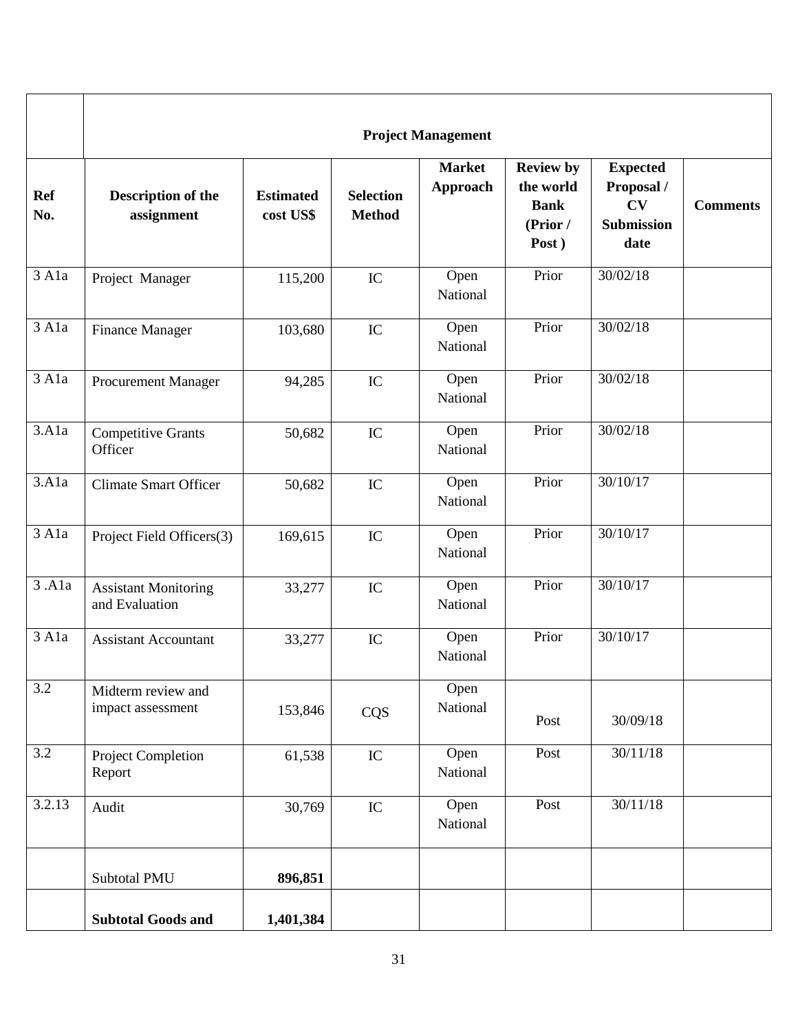| | Project Management | | | | | | |
|---|---|---|---|---|---|---|---|
| **Ref No.** | **Description of the assignment** | **Estimated cost US$** | **Selection Method** | **Market Approach** | **Review by the world Bank (Prior / Post )** | **Expected Proposal / CV Submission date** | **Comments** |
| 3 A1a | Project Manager | 115,200 | IC | Open National | Prior | 30/02/18 | |
| 3 A1a | Finance Manager | 103,680 | IC | Open National | Prior | 30/02/18 | |
| 3 A1a | Procurement Manager | 94,285 | IC | Open National | Prior | 30/02/18 | |
| 3.A1a | Competitive Grants Officer | 50,682 | IC | Open National | Prior | 30/02/18 | |
| 3.A1a | Climate Smart Officer | 50,682 | IC | Open National | Prior | 30/10/17 | |
| 3 A1a | Project Field Officers(3) | 169,615 | IC | Open National | Prior | 30/10/17 | |
| 3 .A1a | Assistant Monitoring and Evaluation | 33,277 | IC | Open National | Prior | 30/10/17 | |
| 3 A1a | Assistant Accountant | 33,277 | IC | Open National | Prior | 30/10/17 | |
| 3.2 | Midterm review and impact assessment | 153,846 | CQS | Open National | Post | 30/09/18 | |
| 3.2 | Project Completion Report | 61,538 | IC | Open National | Post | 30/11/18 | |
| 3.2.13 | Audit | 30,769 | IC | Open National | Post | 30/11/18 | |
| | Subtotal PMU | **896,851** | | | | | |
| | **Subtotal Goods and** | **1,401,384** | | | | | |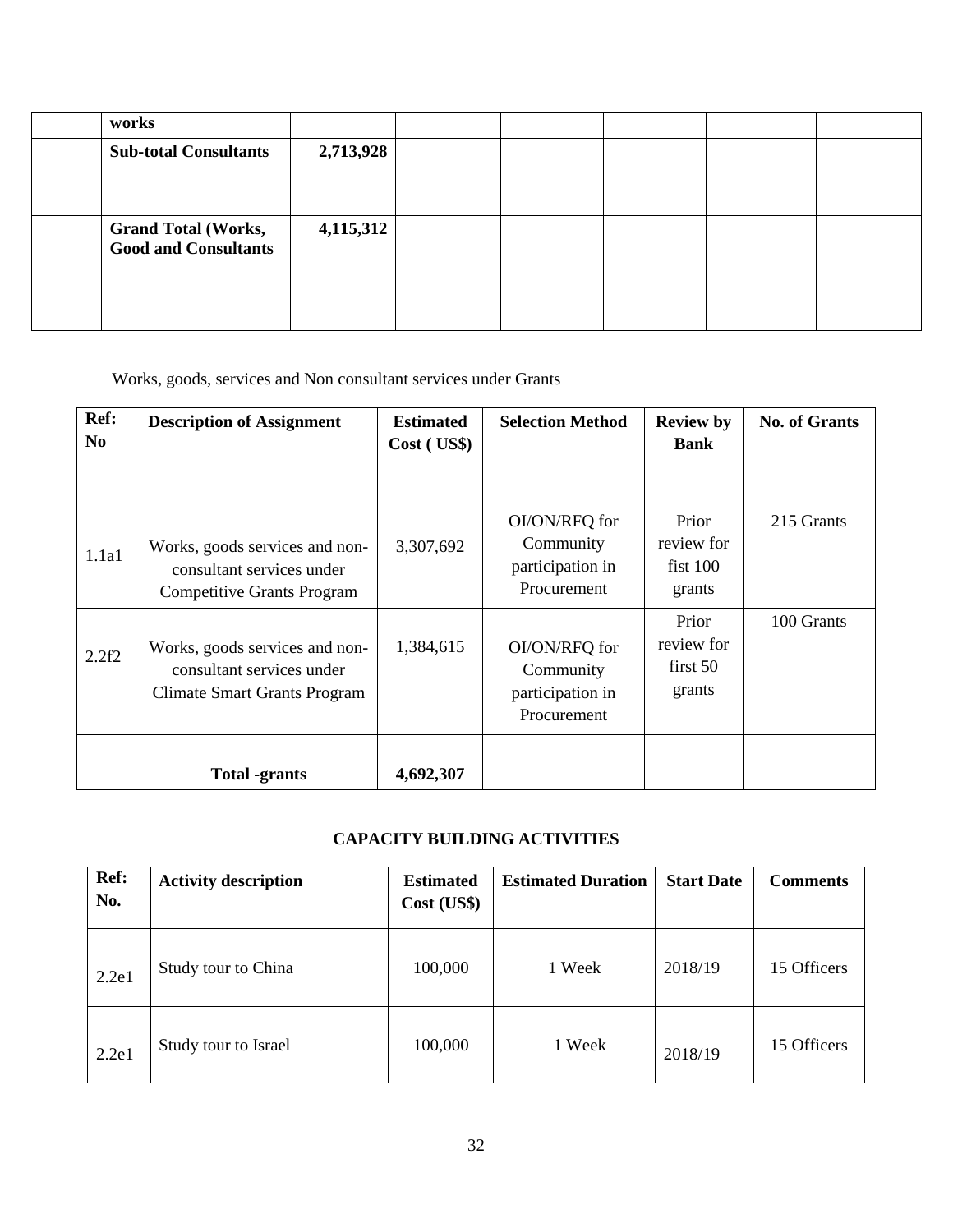| | works | | | | | | |
|---|---|---|---|---|---|---|---|
| | **Sub-total Consultants** | **2,713,928** | | | | | |
| | **Grand Total (Works, Good and Consultants** | **4,115,312** | | | | | |

Works, goods, services and Non consultant services under Grants

| Ref: No | Description of Assignment | Estimated Cost ( US$) | Selection Method | Review by Bank | No. of Grants |
|---|---|---|---|---|---|
| 1.1a1 | Works, goods services and non-consultant services under Competitive Grants Program | 3,307,692 | OI/ON/RFQ for Community participation in Procurement | Prior review for fist 100 grants | 215 Grants |
| 2.2f2 | Works, goods services and non-consultant services under Climate Smart Grants Program | 1,384,615 | OI/ON/RFQ for Community participation in Procurement | Prior review for first 50 grants | 100 Grants |
| | **Total -grants** | **4,692,307** | | | |

## CAPACITY BUILDING ACTIVITIES

| Ref: No. | Activity description | Estimated Cost (US$) | Estimated Duration | Start Date | Comments |
|---|---|---|---|---|---|
| 2.2e1 | Study tour to China | 100,000 | 1 Week | 2018/19 | 15 Officers |
| 2.2e1 | Study tour to Israel | 100,000 | 1 Week | 2018/19 | 15 Officers |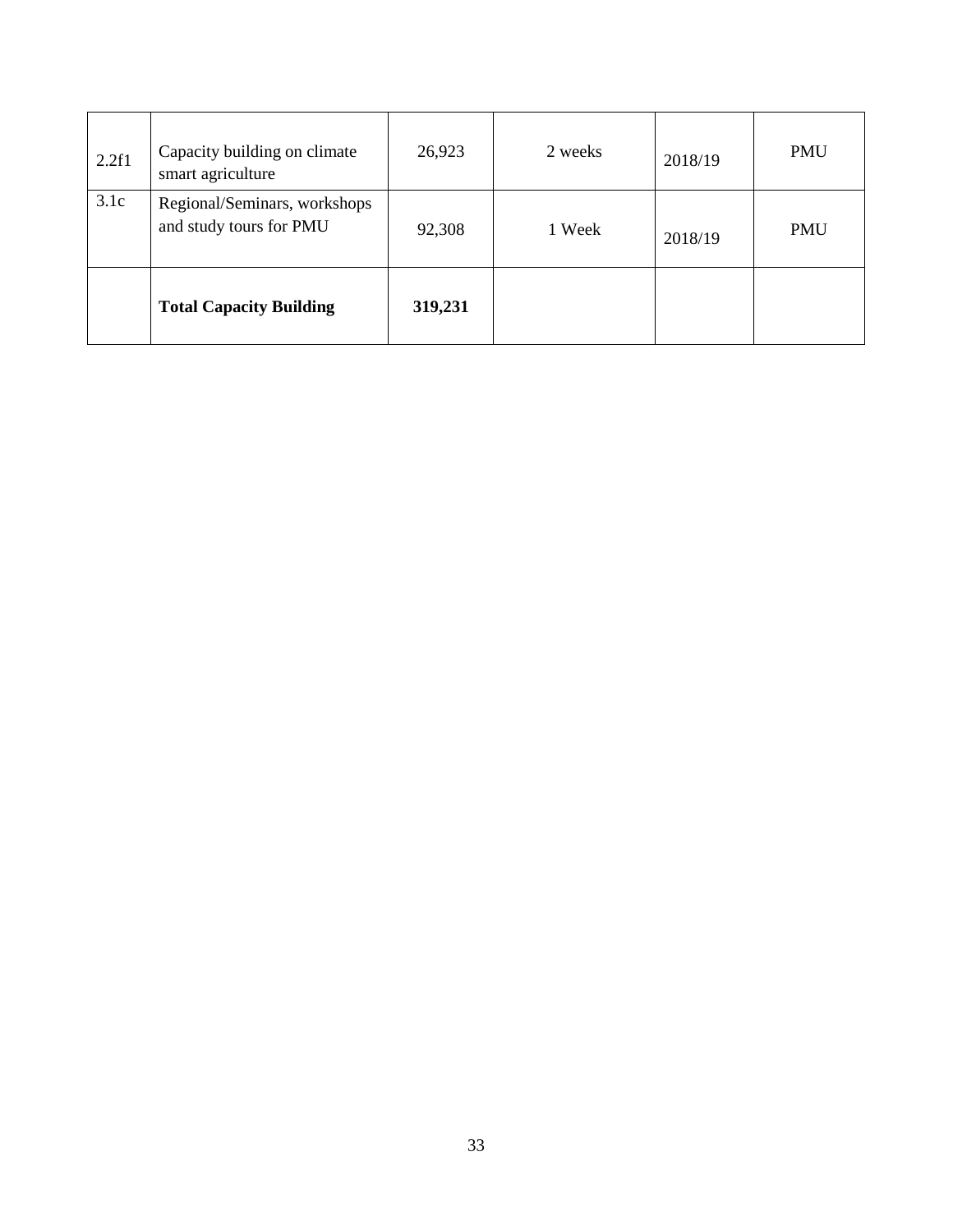| | | | | | |
|---|---|---|---|---|---|
| 2.2f1 | Capacity building on climate smart agriculture | 26,923 | 2 weeks | 2018/19 | PMU |
| 3.1c | Regional/Seminars, workshops and study tours for PMU | 92,308 | 1 Week | 2018/19 | PMU |
| | **Total Capacity Building** | **319,231** | | | |